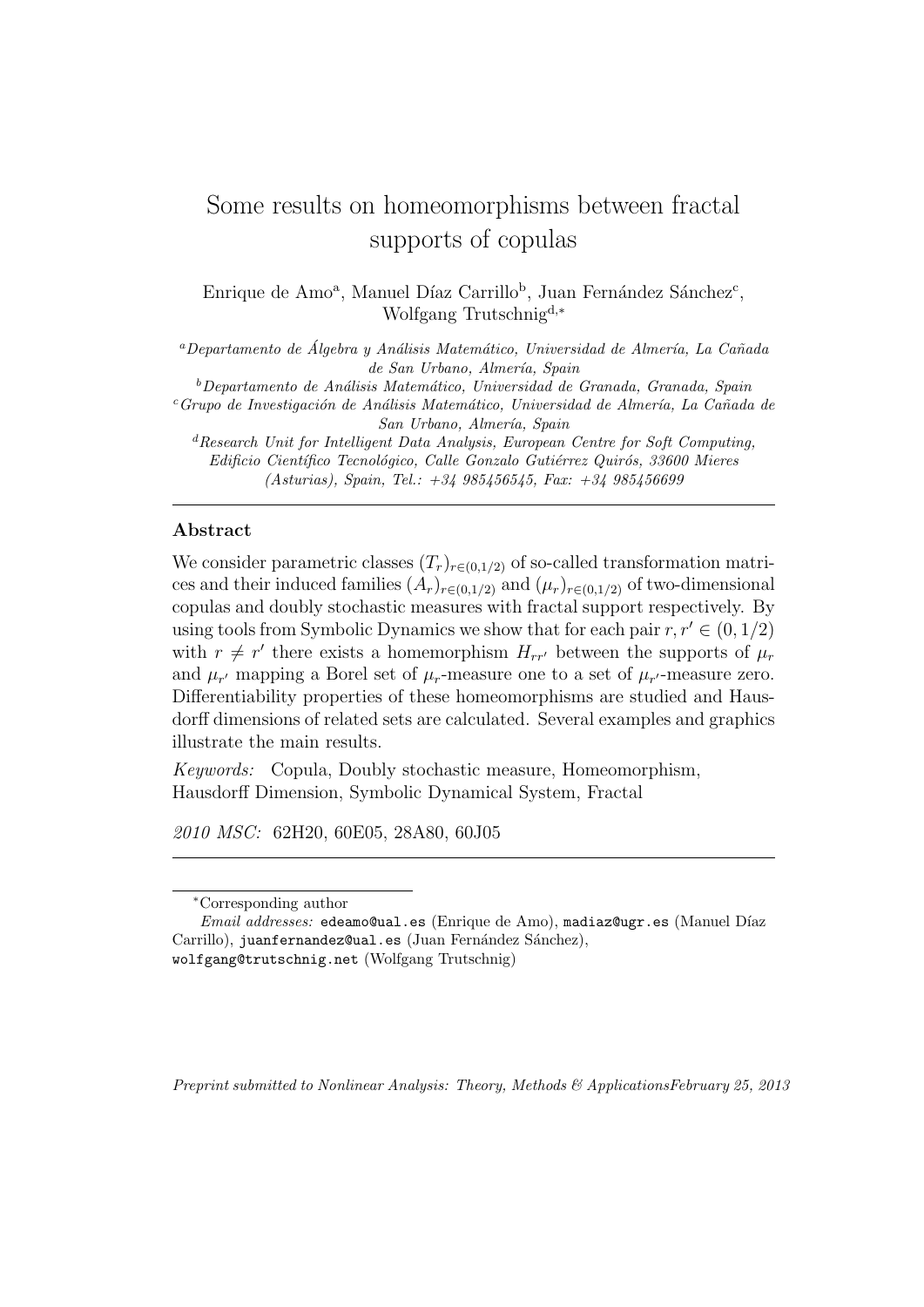# Some results on homeomorphisms between fractal supports of copulas

Enrique de Amo[a], Manuel Díaz Carrillo[b], Juan Fernández Sánchez[c], Wolfgang Trutschnig[d,*]

[a] *Departamento de Álgebra y Análisis Matemático, Universidad de Almería, La Cañada de San Urbano, Almería, Spain*

[b] *Departamento de Análisis Matemático, Universidad de Granada, Granada, Spain*

[c] *Grupo de Investigación de Análisis Matemático, Universidad de Almería, La Cañada de San Urbano, Almería, Spain*

[d] *Research Unit for Intelligent Data Analysis, European Centre for Soft Computing, Edificio Científico Tecnológico, Calle Gonzalo Gutiérrez Quirós, 33600 Mieres (Asturias), Spain, Tel.: +34 985456545, Fax: +34 985456699*

---

## Abstract

We consider parametric classes $(T_r)_{r\in(0,1/2)}$ of so-called transformation matrices and their induced families $(A_r)_{r\in(0,1/2)}$ and $(\mu_r)_{r\in(0,1/2)}$ of two-dimensional copulas and doubly stochastic measures with fractal support respectively. By using tools from Symbolic Dynamics we show that for each pair $r, r' \in (0, 1/2)$ with $r \neq r'$ there exists a homemorphism $H_{rr'}$ between the supports of $\mu_r$ and $\mu_{r'}$ mapping a Borel set of $\mu_r$-measure one to a set of $\mu_{r'}$-measure zero. Differentiability properties of these homeomorphisms are studied and Hausdorff dimensions of related sets are calculated. Several examples and graphics illustrate the main results.

*Keywords:* Copula, Doubly stochastic measure, Homeomorphism, Hausdorff Dimension, Symbolic Dynamical System, Fractal

*2010 MSC:* 62H20, 60E05, 28A80, 60J05

---

*Corresponding author

*Email addresses:* edeamo@ual.es (Enrique de Amo), madiaz@ugr.es (Manuel Díaz Carrillo), juanfernandez@ual.es (Juan Fernández Sánchez), wolfgang@trutschnig.net (Wolfgang Trutschnig)

*Preprint submitted to Nonlinear Analysis: Theory, Methods & Applications February 25, 2013*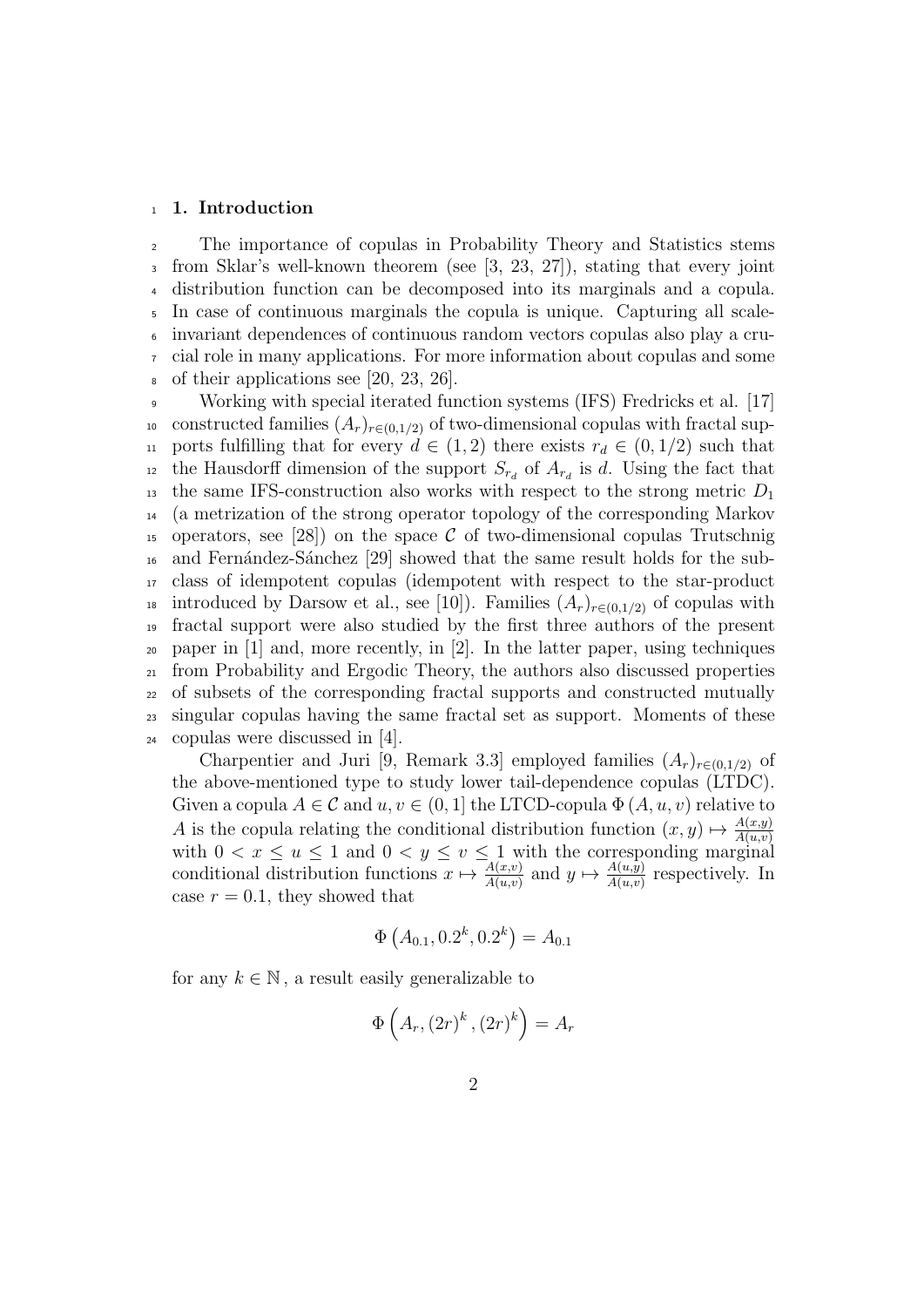## 1. Introduction

The importance of copulas in Probability Theory and Statistics stems from Sklar's well-known theorem (see [3, 23, 27]), stating that every joint distribution function can be decomposed into its marginals and a copula. In case of continuous marginals the copula is unique. Capturing all scale-invariant dependences of continuous random vectors copulas also play a crucial role in many applications. For more information about copulas and some of their applications see [20, 23, 26].

Working with special iterated function systems (IFS) Fredricks et al. [17] constructed families $(A_r)_{r\in(0,1/2)}$ of two-dimensional copulas with fractal supports fulfilling that for every $d \in (1, 2)$ there exists $r_d \in (0, 1/2)$ such that the Hausdorff dimension of the support $S_{r_d}$ of $A_{r_d}$ is $d$. Using the fact that the same IFS-construction also works with respect to the strong metric $D_1$ (a metrization of the strong operator topology of the corresponding Markov operators, see [28]) on the space $\mathcal{C}$ of two-dimensional copulas Trutschnig and Fernández-Sánchez [29] showed that the same result holds for the subclass of idempotent copulas (idempotent with respect to the star-product introduced by Darsow et al., see [10]). Families $(A_r)_{r\in(0,1/2)}$ of copulas with fractal support were also studied by the first three authors of the present paper in [1] and, more recently, in [2]. In the latter paper, using techniques from Probability and Ergodic Theory, the authors also discussed properties of subsets of the corresponding fractal supports and constructed mutually singular copulas having the same fractal set as support. Moments of these copulas were discussed in [4].

Charpentier and Juri [9, Remark 3.3] employed families $(A_r)_{r\in(0,1/2)}$ of the above-mentioned type to study lower tail-dependence copulas (LTDC). Given a copula $A \in \mathcal{C}$ and $u, v \in (0, 1]$ the LTCD-copula $\Phi(A, u, v)$ relative to $A$ is the copula relating the conditional distribution function $(x, y) \mapsto \frac{A(x,y)}{A(u,v)}$ with $0 < x \le u \le 1$ and $0 < y \le v \le 1$ with the corresponding marginal conditional distribution functions $x \mapsto \frac{A(x,v)}{A(u,v)}$ and $y \mapsto \frac{A(u,y)}{A(u,v)}$ respectively. In case $r = 0.1$, they showed that

$$\Phi\left(A_{0.1}, 0.2^k, 0.2^k\right) = A_{0.1}$$

for any $k \in \mathbb{N}$, a result easily generalizable to

$$\Phi\left(A_r, (2r)^k, (2r)^k\right) = A_r$$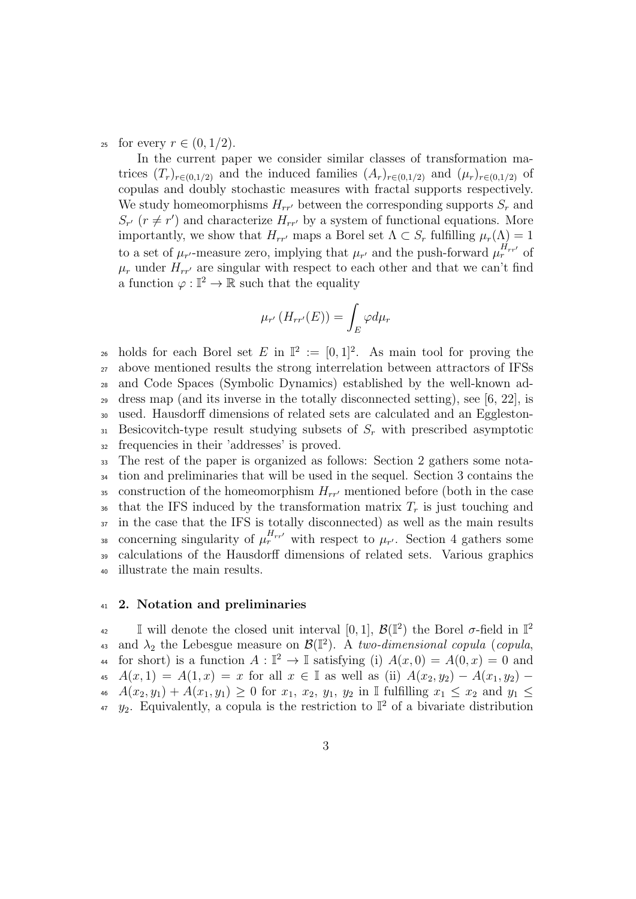for every $r \in (0, 1/2)$.

In the current paper we consider similar classes of transformation matrices $(T_r)_{r\in(0,1/2)}$ and the induced families $(A_r)_{r\in(0,1/2)}$ and $(\mu_r)_{r\in(0,1/2)}$ of copulas and doubly stochastic measures with fractal supports respectively. We study homeomorphisms $H_{rr'}$ between the corresponding supports $S_r$ and $S_{r'}$ ($r \neq r'$) and characterize $H_{rr'}$ by a system of functional equations. More importantly, we show that $H_{rr'}$ maps a Borel set $\Lambda \subset S_r$ fulfilling $\mu_r(\Lambda) = 1$ to a set of $\mu_{r'}$-measure zero, implying that $\mu_{r'}$ and the push-forward $\mu_r^{H_{rr'}}$ of $\mu_r$ under $H_{rr'}$ are singular with respect to each other and that we can't find a function $\varphi : \mathbb{I}^2 \to \mathbb{R}$ such that the equality

$$\mu_{r'}\left(H_{rr'}(E)\right) = \int_E \varphi d\mu_r$$

holds for each Borel set $E$ in $\mathbb{I}^2 := [0,1]^2$. As main tool for proving the above mentioned results the strong interrelation between attractors of IFSs and Code Spaces (Symbolic Dynamics) established by the well-known address map (and its inverse in the totally disconnected setting), see [6, 22], is used. Hausdorff dimensions of related sets are calculated and an Eggleston-Besicovitch-type result studying subsets of $S_r$ with prescribed asymptotic frequencies in their 'addresses' is proved.

The rest of the paper is organized as follows: Section 2 gathers some notation and preliminaries that will be used in the sequel. Section 3 contains the construction of the homeomorphism $H_{rr'}$ mentioned before (both in the case that the IFS induced by the transformation matrix $T_r$ is just touching and in the case that the IFS is totally disconnected) as well as the main results concerning singularity of $\mu_r^{H_{rr'}}$ with respect to $\mu_{r'}$. Section 4 gathers some calculations of the Hausdorff dimensions of related sets. Various graphics illustrate the main results.

## 2. Notation and preliminaries

$\mathbb{I}$ will denote the closed unit interval $[0, 1]$, $\mathcal{B}(\mathbb{I}^2)$ the Borel $\sigma$-field in $\mathbb{I}^2$ and $\lambda_2$ the Lebesgue measure on $\mathcal{B}(\mathbb{I}^2)$. A *two-dimensional copula* (*copula*, for short) is a function $A : \mathbb{I}^2 \to \mathbb{I}$ satisfying (i) $A(x, 0) = A(0, x) = 0$ and $A(x, 1) = A(1, x) = x$ for all $x \in \mathbb{I}$ as well as (ii) $A(x_2, y_2) - A(x_1, y_2) - A(x_2, y_1) + A(x_1, y_1) \geq 0$ for $x_1$, $x_2$, $y_1$, $y_2$ in $\mathbb{I}$ fulfilling $x_1 \leq x_2$ and $y_1 \leq y_2$. Equivalently, a copula is the restriction to $\mathbb{I}^2$ of a bivariate distribution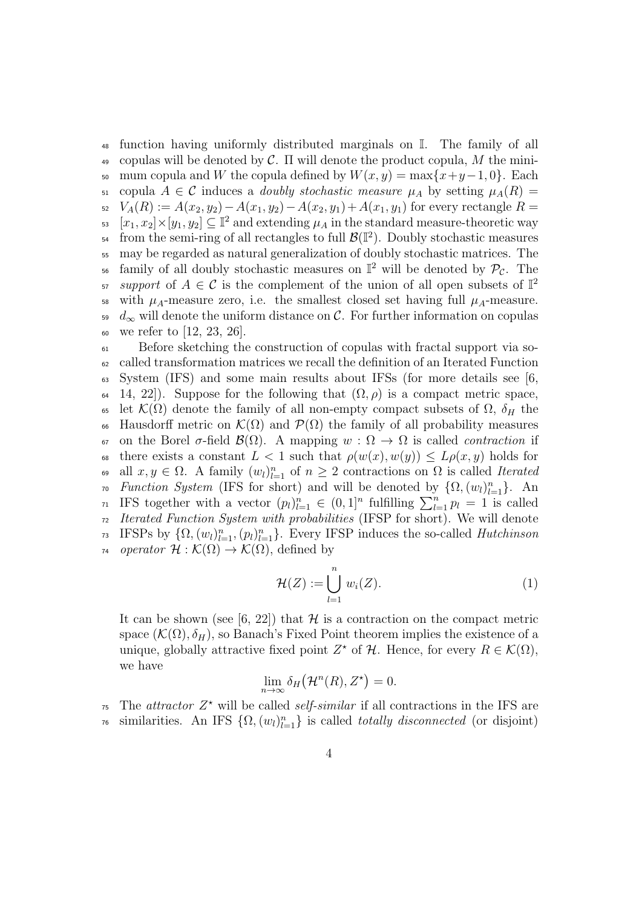function having uniformly distributed marginals on $\mathbb{I}$. The family of all copulas will be denoted by $\mathcal{C}$. $\Pi$ will denote the product copula, $M$ the minimum copula and $W$ the copula defined by $W(x,y) = \max\{x+y-1, 0\}$. Each copula $A \in \mathcal{C}$ induces a *doubly stochastic measure* $\mu_A$ by setting $\mu_A(R) = V_A(R) := A(x_2, y_2) - A(x_1, y_2) - A(x_2, y_1) + A(x_1, y_1)$ for every rectangle $R = [x_1, x_2] \times [y_1, y_2] \subseteq \mathbb{I}^2$ and extending $\mu_A$ in the standard measure-theoretic way from the semi-ring of all rectangles to full $\mathcal{B}(\mathbb{I}^2)$. Doubly stochastic measures may be regarded as natural generalization of doubly stochastic matrices. The family of all doubly stochastic measures on $\mathbb{I}^2$ will be denoted by $\mathcal{P}_{\mathcal{C}}$. The *support* of $A \in \mathcal{C}$ is the complement of the union of all open subsets of $\mathbb{I}^2$ with $\mu_A$-measure zero, i.e. the smallest closed set having full $\mu_A$-measure. $d_\infty$ will denote the uniform distance on $\mathcal{C}$. For further information on copulas we refer to [12, 23, 26].

Before sketching the construction of copulas with fractal support via so-called transformation matrices we recall the definition of an Iterated Function System (IFS) and some main results about IFSs (for more details see [6, 14, 22]). Suppose for the following that $(\Omega, \rho)$ is a compact metric space, let $\mathcal{K}(\Omega)$ denote the family of all non-empty compact subsets of $\Omega$, $\delta_H$ the Hausdorff metric on $\mathcal{K}(\Omega)$ and $\mathcal{P}(\Omega)$ the family of all probability measures on the Borel $\sigma$-field $\mathcal{B}(\Omega)$. A mapping $w : \Omega \to \Omega$ is called *contraction* if there exists a constant $L < 1$ such that $\rho(w(x), w(y)) \leq L\rho(x, y)$ holds for all $x, y \in \Omega$. A family $(w_l)_{l=1}^n$ of $n \geq 2$ contractions on $\Omega$ is called *Iterated Function System* (IFS for short) and will be denoted by $\{\Omega, (w_l)_{l=1}^n\}$. An IFS together with a vector $(p_l)_{l=1}^n \in (0,1]^n$ fulfilling $\sum_{l=1}^n p_l = 1$ is called *Iterated Function System with probabilities* (IFSP for short). We will denote IFSPs by $\{\Omega, (w_l)_{l=1}^n, (p_l)_{l=1}^n\}$. Every IFSP induces the so-called *Hutchinson operator* $\mathcal{H} : \mathcal{K}(\Omega) \to \mathcal{K}(\Omega)$, defined by

$$\mathcal{H}(Z) := \bigcup_{l=1}^{n} w_i(Z). \tag{1}$$

It can be shown (see [6, 22]) that $\mathcal{H}$ is a contraction on the compact metric space $(\mathcal{K}(\Omega), \delta_H)$, so Banach's Fixed Point theorem implies the existence of a unique, globally attractive fixed point $Z^\star$ of $\mathcal{H}$. Hence, for every $R \in \mathcal{K}(\Omega)$, we have

$$\lim_{n\to\infty} \delta_H\big(\mathcal{H}^n(R), Z^\star\big) = 0.$$

The *attractor* $Z^\star$ will be called *self-similar* if all contractions in the IFS are similarities. An IFS $\{\Omega, (w_l)_{l=1}^n\}$ is called *totally disconnected* (or disjoint)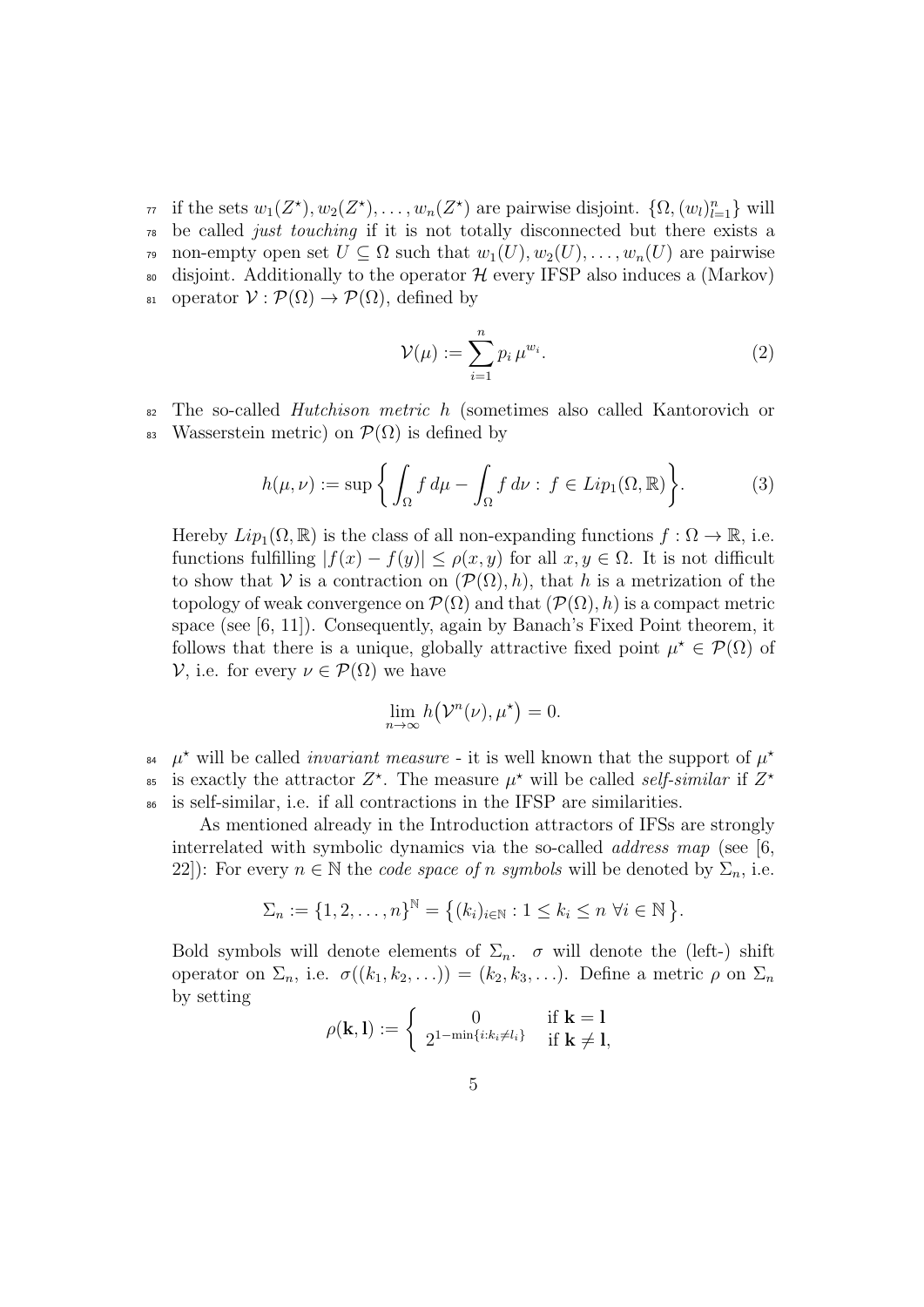if the sets $w_1(Z^\star), w_2(Z^\star), \ldots, w_n(Z^\star)$ are pairwise disjoint. $\{\Omega, (w_l)_{l=1}^n\}$ will be called *just touching* if it is not totally disconnected but there exists a non-empty open set $U \subseteq \Omega$ such that $w_1(U), w_2(U), \ldots, w_n(U)$ are pairwise disjoint. Additionally to the operator $\mathcal{H}$ every IFSP also induces a (Markov) operator $\mathcal{V} : \mathcal{P}(\Omega) \to \mathcal{P}(\Omega)$, defined by

$$\mathcal{V}(\mu) := \sum_{i=1}^{n} p_i \, \mu^{w_i}. \tag{2}$$

The so-called *Hutchison metric* $h$ (sometimes also called Kantorovich or Wasserstein metric) on $\mathcal{P}(\Omega)$ is defined by

$$h(\mu, \nu) := \sup \left\{ \int_\Omega f \, d\mu - \int_\Omega f \, d\nu : \, f \in Lip_1(\Omega, \mathbb{R}) \right\}. \tag{3}$$

Hereby $Lip_1(\Omega, \mathbb{R})$ is the class of all non-expanding functions $f : \Omega \to \mathbb{R}$, i.e. functions fulfilling $|f(x) - f(y)| \leq \rho(x, y)$ for all $x, y \in \Omega$. It is not difficult to show that $\mathcal{V}$ is a contraction on $(\mathcal{P}(\Omega), h)$, that $h$ is a metrization of the topology of weak convergence on $\mathcal{P}(\Omega)$ and that $(\mathcal{P}(\Omega), h)$ is a compact metric space (see [6, 11]). Consequently, again by Banach's Fixed Point theorem, it follows that there is a unique, globally attractive fixed point $\mu^\star \in \mathcal{P}(\Omega)$ of $\mathcal{V}$, i.e. for every $\nu \in \mathcal{P}(\Omega)$ we have

$$\lim_{n \to \infty} h\big(\mathcal{V}^n(\nu), \mu^\star\big) = 0.$$

$\mu^\star$ will be called *invariant measure* - it is well known that the support of $\mu^\star$ is exactly the attractor $Z^\star$. The measure $\mu^\star$ will be called *self-similar* if $Z^\star$ is self-similar, i.e. if all contractions in the IFSP are similarities.

As mentioned already in the Introduction attractors of IFSs are strongly interrelated with symbolic dynamics via the so-called *address map* (see [6, 22]): For every $n \in \mathbb{N}$ the *code space of* $n$ *symbols* will be denoted by $\Sigma_n$, i.e.

$$\Sigma_n := \{1, 2, \ldots, n\}^{\mathbb{N}} = \big\{(k_i)_{i \in \mathbb{N}} : 1 \leq k_i \leq n \ \forall i \in \mathbb{N}\big\}.$$

Bold symbols will denote elements of $\Sigma_n$. $\sigma$ will denote the (left-) shift operator on $\Sigma_n$, i.e. $\sigma((k_1, k_2, \ldots)) = (k_2, k_3, \ldots)$. Define a metric $\rho$ on $\Sigma_n$ by setting

$$\rho(\mathbf{k}, \mathbf{l}) := \left\{ \begin{array}{cl} 0 & \text{if } \mathbf{k} = \mathbf{l} \\ 2^{1 - \min\{i : k_i \neq l_i\}} & \text{if } \mathbf{k} \neq \mathbf{l}, \end{array} \right.$$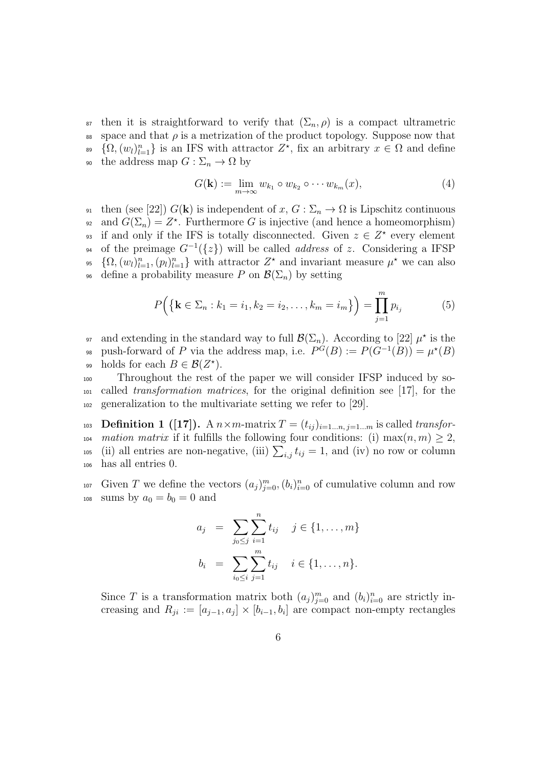then it is straightforward to verify that $(\Sigma_n, \rho)$ is a compact ultrametric space and that $\rho$ is a metrization of the product topology. Suppose now that $\{\Omega, (w_l)_{l=1}^n\}$ is an IFS with attractor $Z^\star$, fix an arbitrary $x \in \Omega$ and define the address map $G : \Sigma_n \to \Omega$ by

$$G(\mathbf{k}) := \lim_{m\to\infty} w_{k_1} \circ w_{k_2} \circ \cdots w_{k_m}(x), \tag{4}$$

then (see [22]) $G(\mathbf{k})$ is independent of $x$, $G : \Sigma_n \to \Omega$ is Lipschitz continuous and $G(\Sigma_n) = Z^\star$. Furthermore $G$ is injective (and hence a homeomorphism) if and only if the IFS is totally disconnected. Given $z \in Z^\star$ every element of the preimage $G^{-1}(\{z\})$ will be called *address* of $z$. Considering a IFSP $\{\Omega, (w_l)_{l=1}^n, (p_l)_{l=1}^n\}$ with attractor $Z^\star$ and invariant measure $\mu^\star$ we can also define a probability measure $P$ on $\mathcal{B}(\Sigma_n)$ by setting

$$P\Big(\big\{\mathbf{k} \in \Sigma_n : k_1 = i_1, k_2 = i_2, \ldots, k_m = i_m\big\}\Big) = \prod_{j=1}^{m} p_{i_j} \tag{5}$$

and extending in the standard way to full $\mathcal{B}(\Sigma_n)$. According to [22] $\mu^\star$ is the push-forward of $P$ via the address map, i.e. $P^G(B) := P(G^{-1}(B)) = \mu^\star(B)$ holds for each $B \in \mathcal{B}(Z^\star)$.

Throughout the rest of the paper we will consider IFSP induced by so-called *transformation matrices*, for the original definition see [17], for the generalization to the multivariate setting we refer to [29].

**Definition 1 ([17]).** A $n\times m$-matrix $T = (t_{ij})_{i=1\ldots n,\, j=1\ldots m}$ is called *transformation matrix* if it fulfills the following four conditions: (i) $\max(n, m) \geq 2$, (ii) all entries are non-negative, (iii) $\sum_{i,j} t_{ij} = 1$, and (iv) no row or column has all entries 0.

Given $T$ we define the vectors $(a_j)_{j=0}^m, (b_i)_{i=0}^n$ of cumulative column and row sums by $a_0 = b_0 = 0$ and

$$\begin{aligned} a_j &= \sum_{j_0 \leq j} \sum_{i=1}^{n} t_{ij} \quad j \in \{1, \ldots, m\} \\ b_i &= \sum_{i_0 \leq i} \sum_{j=1}^{m} t_{ij} \quad i \in \{1, \ldots, n\}. \end{aligned}$$

Since $T$ is a transformation matrix both $(a_j)_{j=0}^m$ and $(b_i)_{i=0}^n$ are strictly increasing and $R_{ji} := [a_{j-1}, a_j] \times [b_{i-1}, b_i]$ are compact non-empty rectangles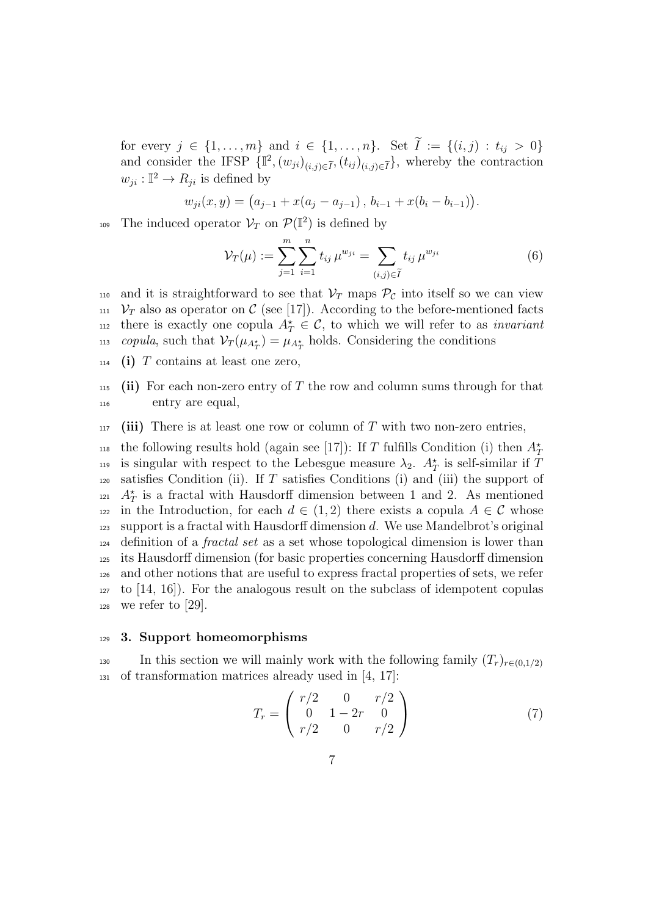for every $j \in \{1, \ldots, m\}$ and $i \in \{1, \ldots, n\}$. Set $\widetilde{I} := \{(i,j) : t_{ij} > 0\}$ and consider the IFSP $\{\mathbb{I}^2, (w_{ji})_{(i,j)\in\widetilde{I}}, (t_{ij})_{(i,j)\in\widetilde{I}}\}$, whereby the contraction $w_{ji} : \mathbb{I}^2 \to R_{ji}$ is defined by

$$w_{ji}(x, y) = \big(a_{j-1} + x(a_j - a_{j-1})\,,\, b_{i-1} + x(b_i - b_{i-1})\big).$$

The induced operator $\mathcal{V}_T$ on $\mathcal{P}(\mathbb{I}^2)$ is defined by

$$\mathcal{V}_T(\mu) := \sum_{j=1}^{m} \sum_{i=1}^{n} t_{ij}\, \mu^{w_{ji}} = \sum_{(i,j)\in\widetilde{I}} t_{ij}\, \mu^{w_{ji}} \tag{6}$$

and it is straightforward to see that $\mathcal{V}_T$ maps $\mathcal{P}_\mathcal{C}$ into itself so we can view $\mathcal{V}_T$ also as operator on $\mathcal{C}$ (see [17]). According to the before-mentioned facts there is exactly one copula $A_T^\star \in \mathcal{C}$, to which we will refer to as *invariant copula*, such that $\mathcal{V}_T(\mu_{A_T^\star}) = \mu_{A_T^\star}$ holds. Considering the conditions

**(i)** $T$ contains at least one zero,

**(ii)** For each non-zero entry of $T$ the row and column sums through for that entry are equal,

**(iii)** There is at least one row or column of $T$ with two non-zero entries,

the following results hold (again see [17]): If $T$ fulfills Condition (i) then $A_T^\star$ is singular with respect to the Lebesgue measure $\lambda_2$. $A_T^\star$ is self-similar if $T$ satisfies Condition (ii). If $T$ satisfies Conditions (i) and (iii) the support of $A_T^\star$ is a fractal with Hausdorff dimension between 1 and 2. As mentioned in the Introduction, for each $d \in (1, 2)$ there exists a copula $A \in \mathcal{C}$ whose support is a fractal with Hausdorff dimension $d$. We use Mandelbrot's original definition of a *fractal set* as a set whose topological dimension is lower than its Hausdorff dimension (for basic properties concerning Hausdorff dimension and other notions that are useful to express fractal properties of sets, we refer to [14, 16]). For the analogous result on the subclass of idempotent copulas we refer to [29].

## 3. Support homeomorphisms

In this section we will mainly work with the following family $(T_r)_{r\in(0,1/2)}$ of transformation matrices already used in [4, 17]:

$$T_r = \begin{pmatrix} r/2 & 0 & r/2 \\ 0 & 1-2r & 0 \\ r/2 & 0 & r/2 \end{pmatrix} \tag{7}$$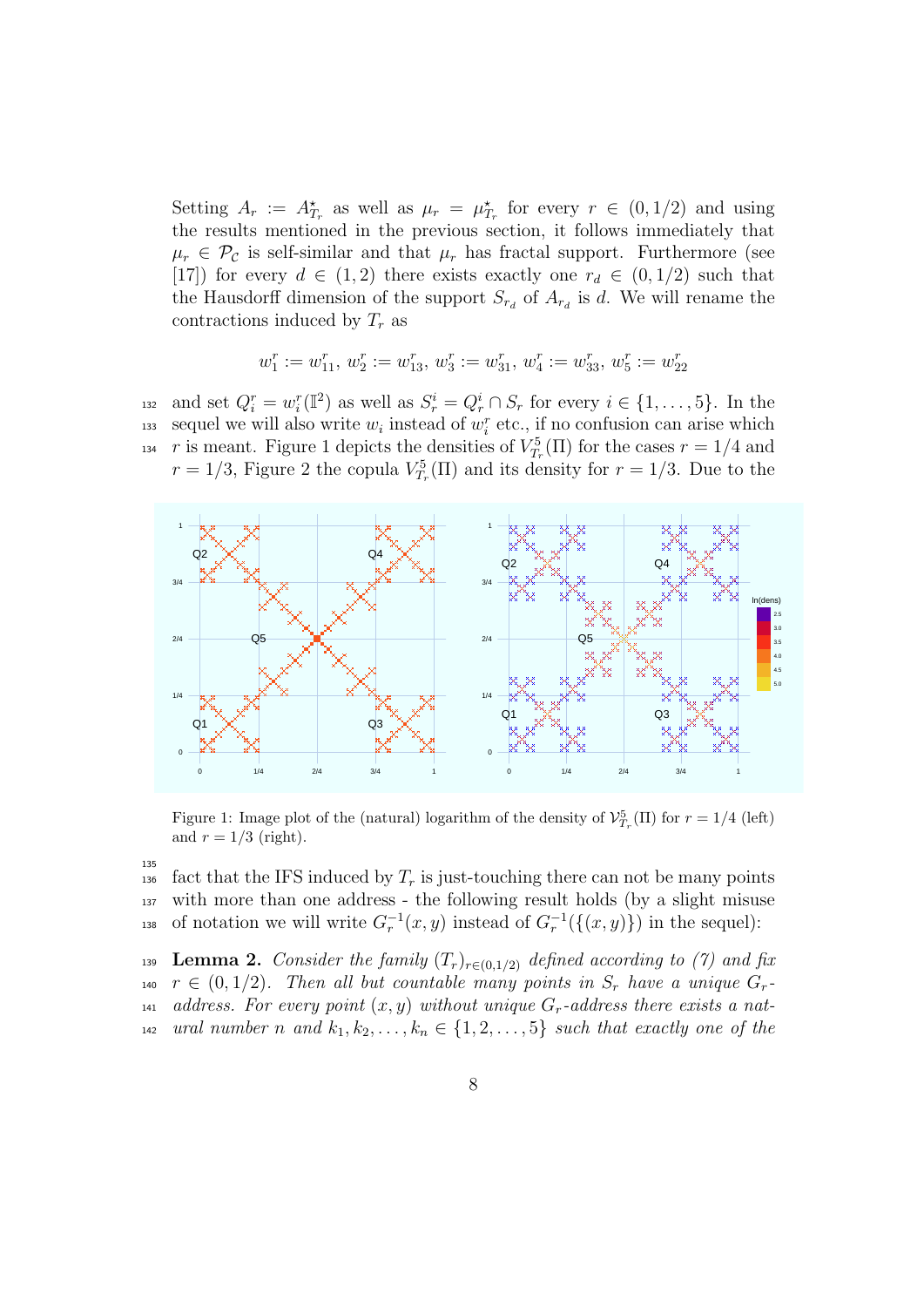Setting $A_r := A^\star_{T_r}$ as well as $\mu_r = \mu^\star_{T_r}$ for every $r \in (0, 1/2)$ and using the results mentioned in the previous section, it follows immediately that $\mu_r \in \mathcal{P}_\mathcal{C}$ is self-similar and that $\mu_r$ has fractal support. Furthermore (see [17]) for every $d \in (1, 2)$ there exists exactly one $r_d \in (0, 1/2)$ such that the Hausdorff dimension of the support $S_{r_d}$ of $A_{r_d}$ is $d$. We will rename the contractions induced by $T_r$ as

$$w_1^r := w_{11}^r,\ w_2^r := w_{13}^r,\ w_3^r := w_{31}^r,\ w_4^r := w_{33}^r,\ w_5^r := w_{22}$$

and set $Q_i^r = w_i^r(\mathbb{I}^2)$ as well as $S_r^i = Q_r^i \cap S_r$ for every $i \in \{1, \ldots, 5\}$. In the sequel we will also write $w_i$ instead of $w_i^r$ etc., if no confusion can arise which $r$ is meant. Figure 1 depicts the densities of $V^5_{T_r}(\Pi)$ for the cases $r = 1/4$ and $r = 1/3$, Figure 2 the copula $V^5_{T_r}(\Pi)$ and its density for $r = 1/3$. Due to the fact that the IFS induced by $T_r$ is just-touching there can not be many points with more than one address - the following result holds (by a slight misuse of notation we will write $G_r^{-1}(x, y)$ instead of $G_r^{-1}(\{(x, y)\})$ in the sequel):

Figure 1: Image plot of the (natural) logarithm of the density of $\mathcal{V}^5_{T_r}(\Pi)$ for $r = 1/4$ (left) and $r = 1/3$ (right).

**Lemma 2.** *Consider the family $(T_r)_{r\in(0,1/2)}$ defined according to (7) and fix $r \in (0, 1/2)$. Then all but countable many points in $S_r$ have a unique $G_r$-address. For every point $(x, y)$ without unique $G_r$-address there exists a natural number $n$ and $k_1, k_2, \ldots, k_n \in \{1, 2, \ldots, 5\}$ such that exactly one of the*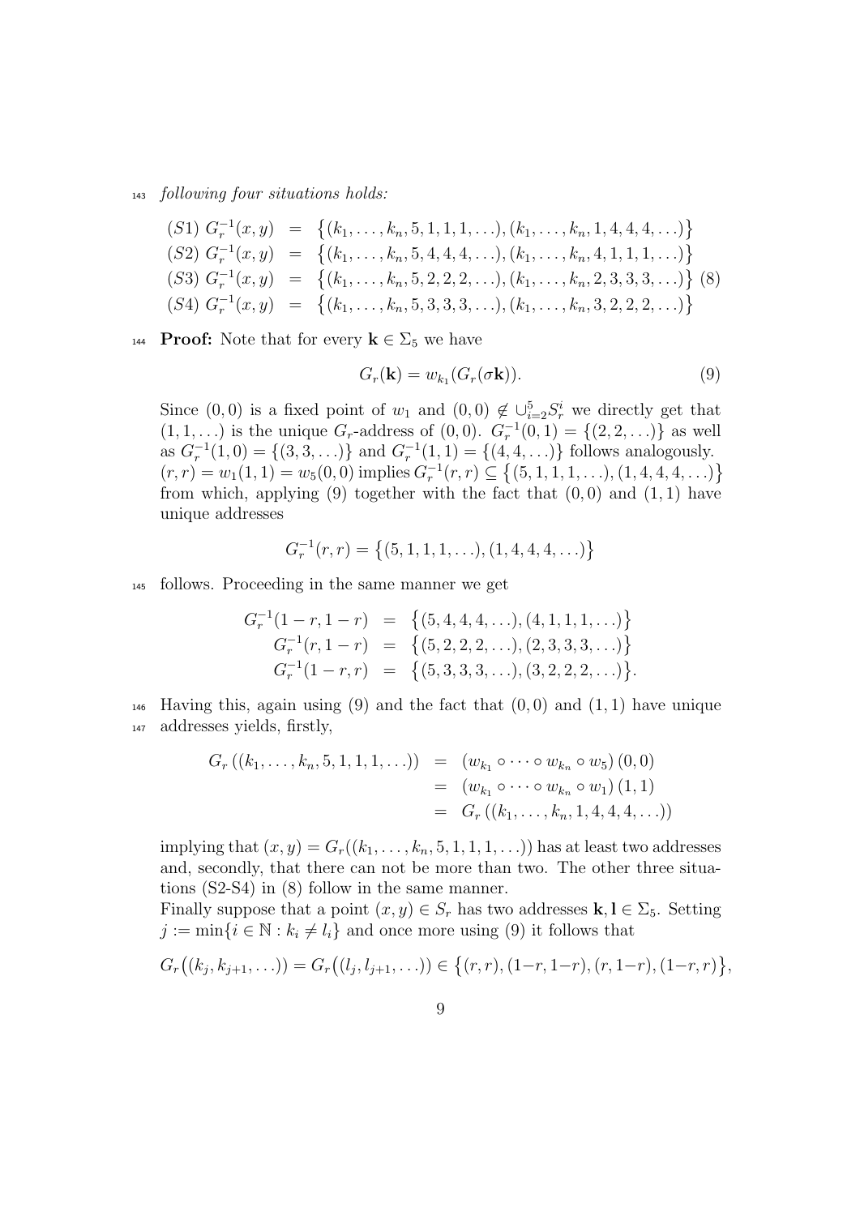*following four situations holds:*

$$
\begin{array}{lll}
(S1)\ G_r^{-1}(x,y) & = & \big\{(k_1,\ldots,k_n,5,1,1,1,\ldots),(k_1,\ldots,k_n,1,4,4,4,\ldots)\big\} \\
(S2)\ G_r^{-1}(x,y) & = & \big\{(k_1,\ldots,k_n,5,4,4,4,\ldots),(k_1,\ldots,k_n,4,1,1,1,\ldots)\big\} \\
(S3)\ G_r^{-1}(x,y) & = & \big\{(k_1,\ldots,k_n,5,2,2,2,\ldots),(k_1,\ldots,k_n,2,3,3,3,\ldots)\big\} \\
(S4)\ G_r^{-1}(x,y) & = & \big\{(k_1,\ldots,k_n,5,3,3,3,\ldots),(k_1,\ldots,k_n,3,2,2,2,\ldots)\big\}
\end{array}
\tag{8}
$$

**Proof:** Note that for every $\mathbf{k} \in \Sigma_5$ we have

$$
G_r(\mathbf{k}) = w_{k_1}(G_r(\sigma\mathbf{k})). \tag{9}
$$

Since $(0,0)$ is a fixed point of $w_1$ and $(0,0) \notin \cup_{i=2}^5 S_r^i$ we directly get that $(1,1,\ldots)$ is the unique $G_r$-address of $(0,0)$. $G_r^{-1}(0,1) = \{(2,2,\ldots)\}$ as well as $G_r^{-1}(1,0) = \{(3,3,\ldots)\}$ and $G_r^{-1}(1,1) = \{(4,4,\ldots)\}$ follows analogously. $(r,r) = w_1(1,1) = w_5(0,0)$ implies $G_r^{-1}(r,r) \subseteq \big\{(5,1,1,1,\ldots),(1,4,4,4,\ldots)\big\}$ from which, applying (9) together with the fact that $(0,0)$ and $(1,1)$ have unique addresses

$$
G_r^{-1}(r,r) = \big\{(5,1,1,1,\ldots),(1,4,4,4,\ldots)\big\}
$$

follows. Proceeding in the same manner we get

$$
\begin{array}{rcl}
G_r^{-1}(1-r,1-r) & = & \big\{(5,4,4,4,\ldots),(4,1,1,1,\ldots)\big\} \\
G_r^{-1}(r,1-r) & = & \big\{(5,2,2,2,\ldots),(2,3,3,3,\ldots)\big\} \\
G_r^{-1}(1-r,r) & = & \big\{(5,3,3,3,\ldots),(3,2,2,2,\ldots)\big\}.
\end{array}
$$

Having this, again using (9) and the fact that $(0,0)$ and $(1,1)$ have unique addresses yields, firstly,

$$
\begin{array}{rcl}
G_r\left((k_1,\ldots,k_n,5,1,1,1,\ldots)\right) & = & (w_{k_1}\circ\cdots\circ w_{k_n}\circ w_5)\,(0,0) \\
& = & (w_{k_1}\circ\cdots\circ w_{k_n}\circ w_1)\,(1,1) \\
& = & G_r\left((k_1,\ldots,k_n,1,4,4,4,\ldots)\right)
\end{array}
$$

implying that $(x,y) = G_r((k_1,\ldots,k_n,5,1,1,1,\ldots))$ has at least two addresses and, secondly, that there can not be more than two. The other three situations (S2-S4) in (8) follow in the same manner.

Finally suppose that a point $(x,y) \in S_r$ has two addresses $\mathbf{k},\mathbf{l} \in \Sigma_5$. Setting $j := \min\{i \in \mathbb{N} : k_i \neq l_i\}$ and once more using (9) it follows that

$$
G_r\big((k_j,k_{j+1},\ldots)\big) = G_r\big((l_j,l_{j+1},\ldots)\big) \in \big\{(r,r),(1-r,1-r),(r,1-r),(1-r,r)\big\},
$$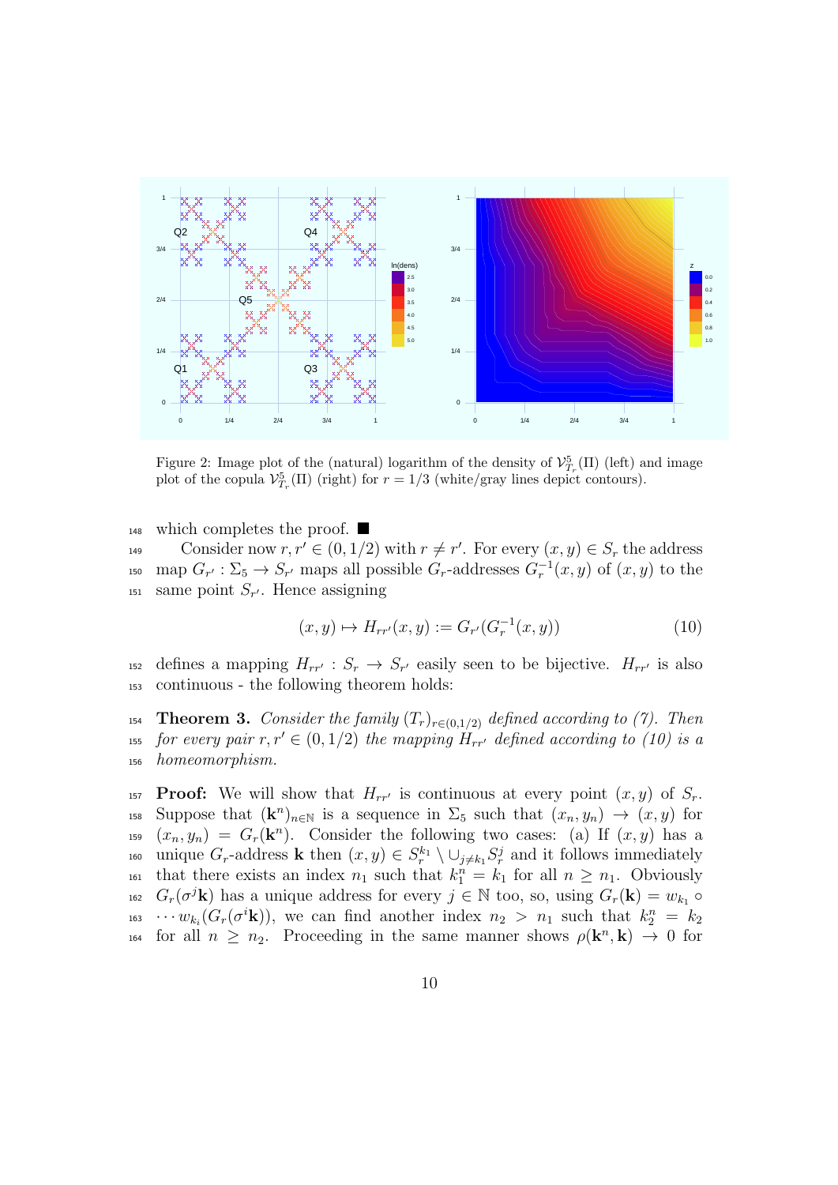Figure 2: Image plot of the (natural) logarithm of the density of $\mathcal{V}^5_{T_r}(\Pi)$ (left) and image plot of the copula $\mathcal{V}^5_{T_r}(\Pi)$ (right) for $r = 1/3$ (white/gray lines depict contours).

which completes the proof. ■

Consider now $r, r' \in (0, 1/2)$ with $r \neq r'$. For every $(x, y) \in S_r$ the address map $G_{r'} : \Sigma_5 \to S_{r'}$ maps all possible $G_r$-addresses $G_r^{-1}(x, y)$ of $(x, y)$ to the same point $S_{r'}$. Hence assigning

$$(x, y) \mapsto H_{rr'}(x, y) := G_{r'}(G_r^{-1}(x, y)) \tag{10}$$

defines a mapping $H_{rr'} : S_r \to S_{r'}$ easily seen to be bijective. $H_{rr'}$ is also continuous - the following theorem holds:

**Theorem 3.** *Consider the family $(T_r)_{r \in (0,1/2)}$ defined according to (7). Then for every pair $r, r' \in (0, 1/2)$ the mapping $H_{rr'}$ defined according to (10) is a homeomorphism.*

**Proof:** We will show that $H_{rr'}$ is continuous at every point $(x, y)$ of $S_r$. Suppose that $(\mathbf{k}^n)_{n \in \mathbb{N}}$ is a sequence in $\Sigma_5$ such that $(x_n, y_n) \to (x, y)$ for $(x_n, y_n) = G_r(\mathbf{k}^n)$. Consider the following two cases: (a) If $(x, y)$ has a unique $G_r$-address $\mathbf{k}$ then $(x, y) \in S_r^{k_1} \setminus \cup_{j \neq k_1} S_r^j$ and it follows immediately that there exists an index $n_1$ such that $k_1^n = k_1$ for all $n \geq n_1$. Obviously $G_r(\sigma^j \mathbf{k})$ has a unique address for every $j \in \mathbb{N}$ too, so, using $G_r(\mathbf{k}) = w_{k_1} \circ \cdots w_{k_i}(G_r(\sigma^i \mathbf{k}))$, we can find another index $n_2 > n_1$ such that $k_2^n = k_2$ for all $n \geq n_2$. Proceeding in the same manner shows $\rho(\mathbf{k}^n, \mathbf{k}) \to 0$ for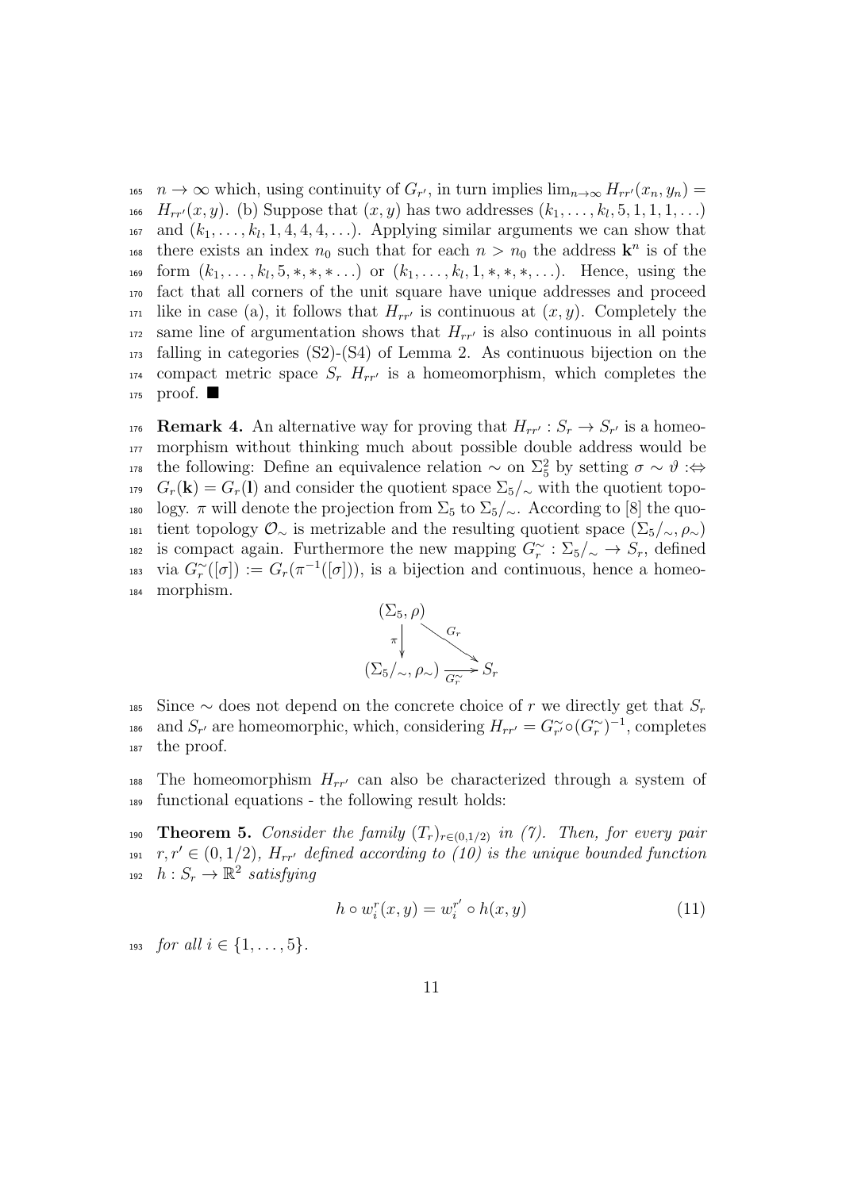$n \to \infty$ which, using continuity of $G_{r'}$, in turn implies $\lim_{n\to\infty} H_{rr'}(x_n, y_n) = H_{rr'}(x, y)$. (b) Suppose that $(x, y)$ has two addresses $(k_1, \ldots, k_l, 5, 1, 1, 1, \ldots)$ and $(k_1, \ldots, k_l, 1, 4, 4, 4, \ldots)$. Applying similar arguments we can show that there exists an index $n_0$ such that for each $n > n_0$ the address $\mathbf{k}^n$ is of the form $(k_1, \ldots, k_l, 5, *, *, * \ldots)$ or $(k_1, \ldots, k_l, 1, *, *, *, \ldots)$. Hence, using the fact that all corners of the unit square have unique addresses and proceed like in case (a), it follows that $H_{rr'}$ is continuous at $(x, y)$. Completely the same line of argumentation shows that $H_{rr'}$ is also continuous in all points falling in categories (S2)-(S4) of Lemma 2. As continuous bijection on the compact metric space $S_r$ $H_{rr'}$ is a homeomorphism, which completes the proof. ■

**Remark 4.** An alternative way for proving that $H_{rr'} : S_r \to S_{r'}$ is a homeomorphism without thinking much about possible double address would be the following: Define an equivalence relation $\sim$ on $\Sigma_5^2$ by setting $\sigma \sim \vartheta :\Leftrightarrow G_r(\mathbf{k}) = G_r(\mathbf{l})$ and consider the quotient space $\Sigma_5/_\sim$ with the quotient topology. $\pi$ will denote the projection from $\Sigma_5$ to $\Sigma_5/_\sim$. According to [8] the quotient topology $\mathcal{O}_\sim$ is metrizable and the resulting quotient space $(\Sigma_5/_\sim, \rho_\sim)$ is compact again. Furthermore the new mapping $G_r^\sim : \Sigma_5/_\sim \to S_r$, defined via $G_r^\sim([\sigma]) := G_r(\pi^{-1}([\sigma]))$, is a bijection and continuous, hence a homeomorphism.

$$
\begin{array}{ccc}
(\Sigma_5, \rho) & & \\
\downarrow \pi & \searrow^{G_r} & \\
(\Sigma_5/_\sim, \rho_\sim) & \xrightarrow{G_r^\sim} & S_r
\end{array}
$$

Since $\sim$ does not depend on the concrete choice of $r$ we directly get that $S_r$ and $S_{r'}$ are homeomorphic, which, considering $H_{rr'} = G_{r'}^\sim \circ (G_r^\sim)^{-1}$, completes the proof.

The homeomorphism $H_{rr'}$ can also be characterized through a system of functional equations - the following result holds:

**Theorem 5.** *Consider the family $(T_r)_{r\in(0,1/2)}$ in (7). Then, for every pair $r, r' \in (0, 1/2)$, $H_{rr'}$ defined according to (10) is the unique bounded function $h : S_r \to \mathbb{R}^2$ satisfying*

$$
h \circ w_i^r(x, y) = w_i^{r'} \circ h(x, y) \tag{11}
$$

*for all $i \in \{1, \ldots, 5\}$.*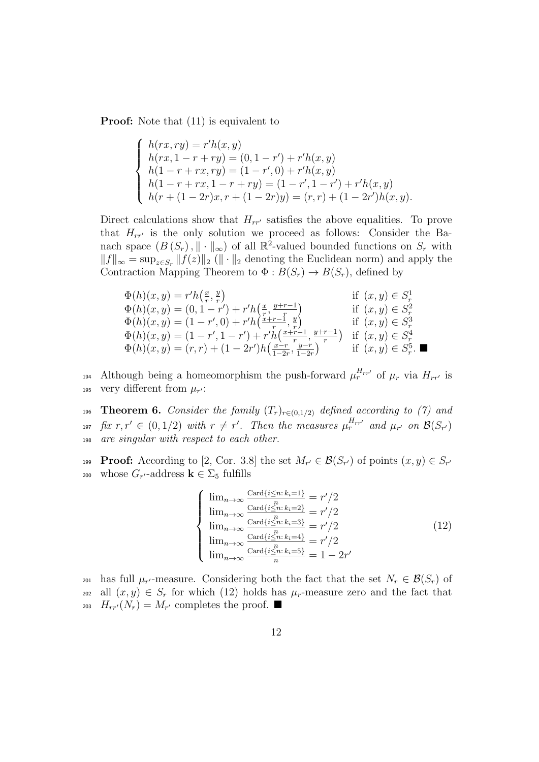**Proof:** Note that (11) is equivalent to

$$\begin{cases} h(rx, ry) = r'h(x,y) \\ h(rx, 1-r+ry) = (0, 1-r') + r'h(x,y) \\ h(1-r+rx, ry) = (1-r', 0) + r'h(x,y) \\ h(1-r+rx, 1-r+ry) = (1-r', 1-r') + r'h(x,y) \\ h(r+(1-2r)x, r+(1-2r)y) = (r,r) + (1-2r')h(x,y). \end{cases}$$

Direct calculations show that $H_{rr'}$ satisfies the above equalities. To prove that $H_{rr'}$ is the only solution we proceed as follows: Consider the Banach space $(B(S_r), \|\cdot\|_\infty)$ of all $\mathbb{R}^2$-valued bounded functions on $S_r$ with $\|f\|_\infty = \sup_{z \in S_r} \|f(z)\|_2$ ($\|\cdot\|_2$ denoting the Euclidean norm) and apply the Contraction Mapping Theorem to $\Phi : B(S_r) \to B(S_r)$, defined by

$$\begin{array}{ll} \Phi(h)(x,y) = r'h\big(\frac{x}{r}, \frac{y}{r}\big) & \text{if } (x,y) \in S_r^1 \\ \Phi(h)(x,y) = (0, 1-r') + r'h\big(\frac{x}{r}, \frac{y+r-1}{r}\big) & \text{if } (x,y) \in S_r^2 \\ \Phi(h)(x,y) = (1-r', 0) + r'h\big(\frac{x+r-1}{r}, \frac{y}{r}\big) & \text{if } (x,y) \in S_r^3 \\ \Phi(h)(x,y) = (1-r', 1-r') + r'h\big(\frac{x+r-1}{r}, \frac{y+r-1}{r}\big) & \text{if } (x,y) \in S_r^4 \\ \Phi(h)(x,y) = (r,r) + (1-2r')h\big(\frac{x-r}{1-2r}, \frac{y-r}{1-2r}\big) & \text{if } (x,y) \in S_r^5. \end{array}$$ ■

Although being a homeomorphism the push-forward $\mu_r^{H_{rr'}}$ of $\mu_r$ via $H_{rr'}$ is very different from $\mu_{r'}$:

**Theorem 6.** *Consider the family $(T_r)_{r \in (0,1/2)}$ defined according to (7) and fix $r, r' \in (0, 1/2)$ with $r \neq r'$. Then the measures $\mu_r^{H_{rr'}}$ and $\mu_{r'}$ on $\mathcal{B}(S_{r'})$ are singular with respect to each other.*

**Proof:** According to [2, Cor. 3.8] the set $M_{r'} \in \mathcal{B}(S_{r'})$ of points $(x,y) \in S_{r'}$ whose $G_{r'}$-address $\mathbf{k} \in \Sigma_5$ fulfills

$$\begin{cases} \lim_{n\to\infty} \frac{\text{Card}\{i \le n : k_i = 1\}}{n} = r'/2 \\ \lim_{n\to\infty} \frac{\text{Card}\{i \le n : k_i = 2\}}{n} = r'/2 \\ \lim_{n\to\infty} \frac{\text{Card}\{i \le n : k_i = 3\}}{n} = r'/2 \\ \lim_{n\to\infty} \frac{\text{Card}\{i \le n : k_i = 4\}}{n} = r'/2 \\ \lim_{n\to\infty} \frac{\text{Card}\{i \le n : k_i = 5\}}{n} = 1 - 2r' \end{cases} \tag{12}$$

has full $\mu_{r'}$-measure. Considering both the fact that the set $N_r \in \mathcal{B}(S_r)$ of all $(x,y) \in S_r$ for which (12) holds has $\mu_r$-measure zero and the fact that $H_{rr'}(N_r) = M_{r'}$ completes the proof. ■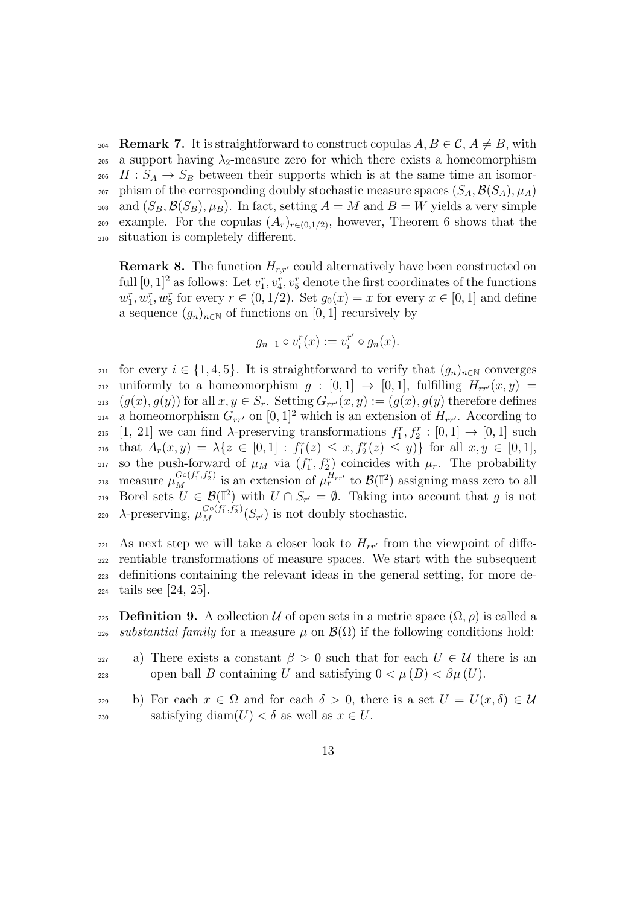**Remark 7.** It is straightforward to construct copulas $A, B \in \mathcal{C}$, $A \neq B$, with a support having $\lambda_2$-measure zero for which there exists a homeomorphism $H : S_A \to S_B$ between their supports which is at the same time an isomorphism of the corresponding doubly stochastic measure spaces $(S_A, \mathcal{B}(S_A), \mu_A)$ and $(S_B, \mathcal{B}(S_B), \mu_B)$. In fact, setting $A = M$ and $B = W$ yields a very simple example. For the copulas $(A_r)_{r\in(0,1/2)}$, however, Theorem 6 shows that the situation is completely different.

**Remark 8.** The function $H_{r,r'}$ could alternatively have been constructed on full $[0,1]^2$ as follows: Let $v_1^r, v_4^r, v_5^r$ denote the first coordinates of the functions $w_1^r, w_4^r, w_5^r$ for every $r \in (0, 1/2)$. Set $g_0(x) = x$ for every $x \in [0,1]$ and define a sequence $(g_n)_{n\in\mathbb{N}}$ of functions on $[0,1]$ recursively by

$$g_{n+1} \circ v_i^r(x) := v_i^{r'} \circ g_n(x).$$

for every $i \in \{1, 4, 5\}$. It is straightforward to verify that $(g_n)_{n\in\mathbb{N}}$ converges uniformly to a homeomorphism $g : [0,1] \to [0,1]$, fulfilling $H_{rr'}(x,y) = (g(x), g(y))$ for all $x, y \in S_r$. Setting $G_{rr'}(x,y) := (g(x), g(y))$ therefore defines a homeomorphism $G_{rr'}$ on $[0,1]^2$ which is an extension of $H_{rr'}$. According to [1, 21] we can find $\lambda$-preserving transformations $f_1^r, f_2^r : [0,1] \to [0,1]$ such that $A_r(x,y) = \lambda\{z \in [0,1] : f_1^r(z) \leq x, f_2^r(z) \leq y)\}$ for all $x, y \in [0,1]$, so the push-forward of $\mu_M$ via $(f_1^r, f_2^r)$ coincides with $\mu_r$. The probability measure $\mu_M^{G\circ(f_1^r, f_2^r)}$ is an extension of $\mu_r^{H_{rr'}}$ to $\mathcal{B}(\mathbb{I}^2)$ assigning mass zero to all Borel sets $U \in \mathcal{B}(\mathbb{I}^2)$ with $U \cap S_{r'} = \emptyset$. Taking into account that $g$ is not $\lambda$-preserving, $\mu_M^{G\circ(f_1^r, f_2^r)}(S_{r'})$ is not doubly stochastic.

As next step we will take a closer look to $H_{rr'}$ from the viewpoint of differentiable transformations of measure spaces. We start with the subsequent definitions containing the relevant ideas in the general setting, for more details see [24, 25].

**Definition 9.** A collection $\mathcal{U}$ of open sets in a metric space $(\Omega, \rho)$ is called a *substantial family* for a measure $\mu$ on $\mathcal{B}(\Omega)$ if the following conditions hold:

a) There exists a constant $\beta > 0$ such that for each $U \in \mathcal{U}$ there is an open ball $B$ containing $U$ and satisfying $0 < \mu(B) < \beta\mu(U)$.

b) For each $x \in \Omega$ and for each $\delta > 0$, there is a set $U = U(x, \delta) \in \mathcal{U}$ satisfying $\operatorname{diam}(U) < \delta$ as well as $x \in U$.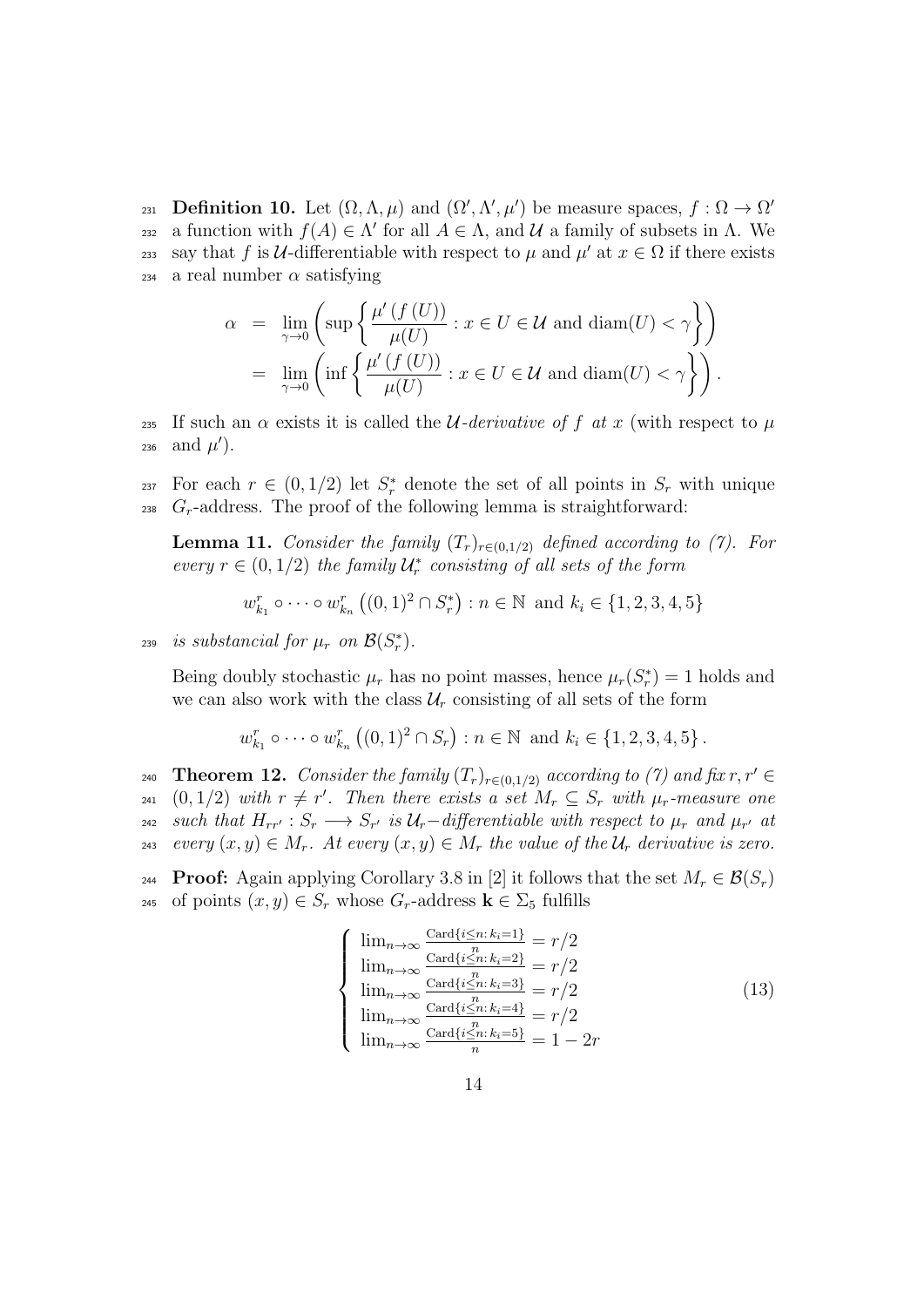**Definition 10.** Let $(\Omega, \Lambda, \mu)$ and $(\Omega', \Lambda', \mu')$ be measure spaces, $f : \Omega \to \Omega'$ a function with $f(A) \in \Lambda'$ for all $A \in \Lambda$, and $\mathcal{U}$ a family of subsets in $\Lambda$. We say that $f$ is $\mathcal{U}$-differentiable with respect to $\mu$ and $\mu'$ at $x \in \Omega$ if there exists a real number $\alpha$ satisfying

$$\begin{aligned}
\alpha &= \lim_{\gamma \to 0} \left( \sup \left\{ \frac{\mu'(f(U))}{\mu(U)} : x \in U \in \mathcal{U} \text{ and } \operatorname{diam}(U) < \gamma \right\} \right) \\
&= \lim_{\gamma \to 0} \left( \inf \left\{ \frac{\mu'(f(U))}{\mu(U)} : x \in U \in \mathcal{U} \text{ and } \operatorname{diam}(U) < \gamma \right\} \right).
\end{aligned}$$

If such an $\alpha$ exists it is called the *$\mathcal{U}$-derivative of $f$ at $x$* (with respect to $\mu$ and $\mu'$).

For each $r \in (0, 1/2)$ let $S_r^*$ denote the set of all points in $S_r$ with unique $G_r$-address. The proof of the following lemma is straightforward:

**Lemma 11.** *Consider the family $(T_r)_{r \in (0,1/2)}$ defined according to (7). For every $r \in (0, 1/2)$ the family $\mathcal{U}_r^*$ consisting of all sets of the form*

$$w_{k_1}^r \circ \cdots \circ w_{k_n}^r \left( (0,1)^2 \cap S_r^* \right) : n \in \mathbb{N} \text{ and } k_i \in \{1, 2, 3, 4, 5\}$$

*is substancial for $\mu_r$ on $\mathcal{B}(S_r^*)$.*

Being doubly stochastic $\mu_r$ has no point masses, hence $\mu_r(S_r^*) = 1$ holds and we can also work with the class $\mathcal{U}_r$ consisting of all sets of the form

$$w_{k_1}^r \circ \cdots \circ w_{k_n}^r \left( (0,1)^2 \cap S_r \right) : n \in \mathbb{N} \text{ and } k_i \in \{1, 2, 3, 4, 5\}.$$

**Theorem 12.** *Consider the family $(T_r)_{r \in (0,1/2)}$ according to (7) and fix $r, r' \in (0, 1/2)$ with $r \neq r'$. Then there exists a set $M_r \subseteq S_r$ with $\mu_r$-measure one such that $H_{rr'} : S_r \longrightarrow S_{r'}$ is $\mathcal{U}_r$−differentiable with respect to $\mu_r$ and $\mu_{r'}$ at every $(x, y) \in M_r$. At every $(x, y) \in M_r$ the value of the $\mathcal{U}_r$ derivative is zero.*

**Proof:** Again applying Corollary 3.8 in [2] it follows that the set $M_r \in \mathcal{B}(S_r)$ of points $(x, y) \in S_r$ whose $G_r$-address $\mathbf{k} \in \Sigma_5$ fulfills

$$\begin{cases}
\lim_{n\to\infty} \frac{\operatorname{Card}\{i \leq n : k_i = 1\}}{n} = r/2 \\
\lim_{n\to\infty} \frac{\operatorname{Card}\{i \leq n : k_i = 2\}}{n} = r/2 \\
\lim_{n\to\infty} \frac{\operatorname{Card}\{i \leq n : k_i = 3\}}{n} = r/2 \\
\lim_{n\to\infty} \frac{\operatorname{Card}\{i \leq n : k_i = 4\}}{n} = r/2 \\
\lim_{n\to\infty} \frac{\operatorname{Card}\{i \leq n : k_i = 5\}}{n} = 1 - 2r
\end{cases} \tag{13}$$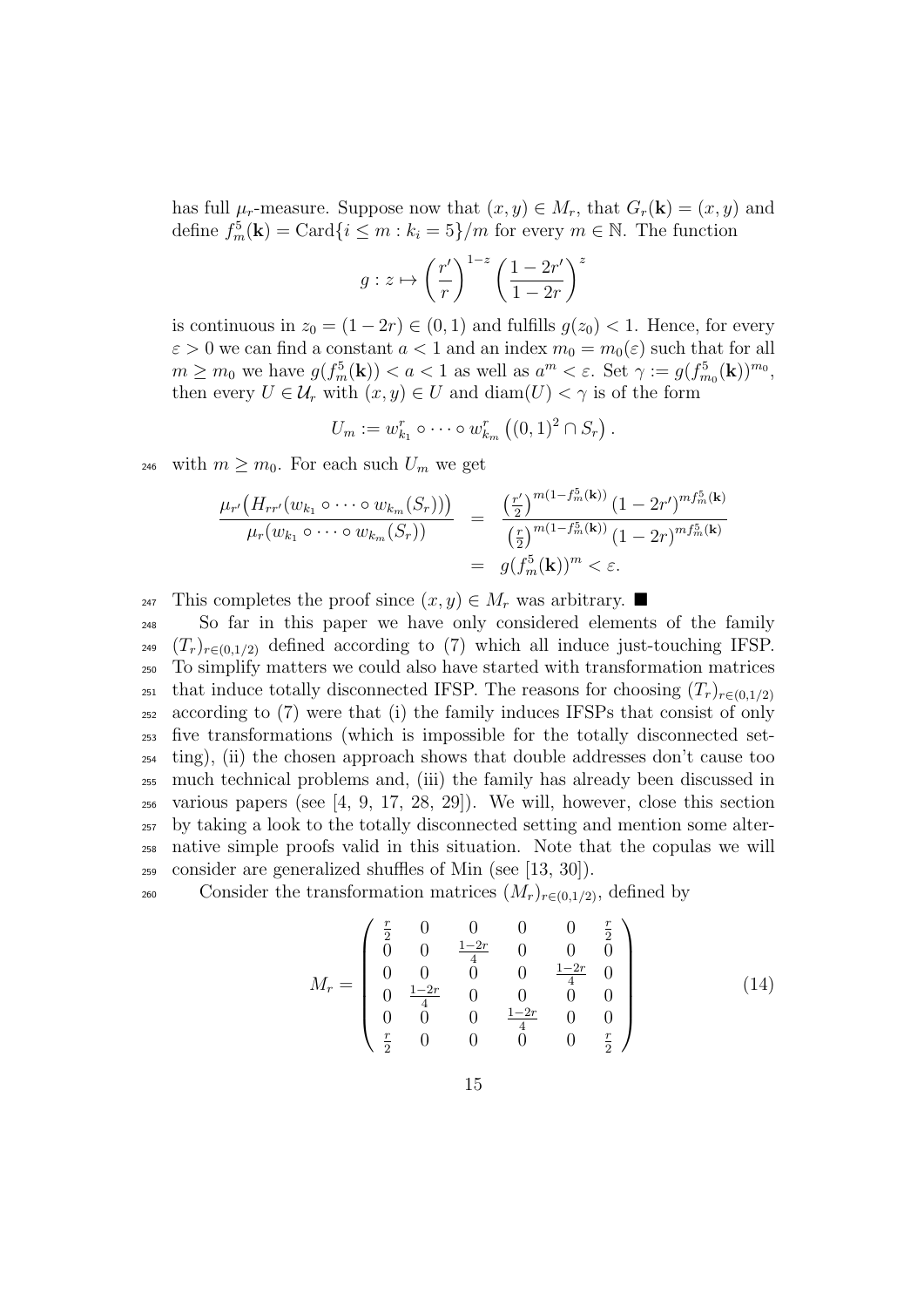has full $\mu_r$-measure. Suppose now that $(x,y) \in M_r$, that $G_r(\mathbf{k}) = (x,y)$ and define $f_m^5(\mathbf{k}) = \text{Card}\{i \leq m : k_i = 5\}/m$ for every $m \in \mathbb{N}$. The function

$$g : z \mapsto \left(\frac{r'}{r}\right)^{1-z} \left(\frac{1-2r'}{1-2r}\right)^{z}$$

is continuous in $z_0 = (1-2r) \in (0,1)$ and fulfills $g(z_0) < 1$. Hence, for every $\varepsilon > 0$ we can find a constant $a < 1$ and an index $m_0 = m_0(\varepsilon)$ such that for all $m \geq m_0$ we have $g(f_m^5(\mathbf{k})) < a < 1$ as well as $a^m < \varepsilon$. Set $\gamma := g(f_{m_0}^5(\mathbf{k}))^{m_0}$, then every $U \in \mathcal{U}_r$ with $(x,y) \in U$ and $\text{diam}(U) < \gamma$ is of the form

$$U_m := w_{k_1}^r \circ \cdots \circ w_{k_m}^r \left((0,1)^2 \cap S_r\right).$$

with $m \geq m_0$. For each such $U_m$ we get

$$\begin{aligned}
\frac{\mu_{r'}\big(H_{rr'}(w_{k_1} \circ \cdots \circ w_{k_m}(S_r))\big)}{\mu_r(w_{k_1} \circ \cdots \circ w_{k_m}(S_r))} &= \frac{\left(\frac{r'}{2}\right)^{m(1-f_m^5(\mathbf{k}))} (1-2r')^{m f_m^5(\mathbf{k})}}{\left(\frac{r}{2}\right)^{m(1-f_m^5(\mathbf{k}))} (1-2r)^{m f_m^5(\mathbf{k})}} \\
&= g(f_m^5(\mathbf{k}))^m < \varepsilon.
\end{aligned}$$

This completes the proof since $(x,y) \in M_r$ was arbitrary. ■

So far in this paper we have only considered elements of the family $(T_r)_{r \in (0,1/2)}$ defined according to (7) which all induce just-touching IFSP. To simplify matters we could also have started with transformation matrices that induce totally disconnected IFSP. The reasons for choosing $(T_r)_{r \in (0,1/2)}$ according to (7) were that (i) the family induces IFSPs that consist of only five transformations (which is impossible for the totally disconnected setting), (ii) the chosen approach shows that double addresses don't cause too much technical problems and, (iii) the family has already been discussed in various papers (see [4, 9, 17, 28, 29]). We will, however, close this section by taking a look to the totally disconnected setting and mention some alternative simple proofs valid in this situation. Note that the copulas we will consider are generalized shuffles of Min (see [13, 30]).

Consider the transformation matrices $(M_r)_{r \in (0,1/2)}$, defined by

$$M_r = \begin{pmatrix}
\frac{r}{2} & 0 & 0 & 0 & 0 & \frac{r}{2} \\
0 & 0 & \frac{1-2r}{4} & 0 & 0 & 0 \\
0 & 0 & 0 & 0 & \frac{1-2r}{4} & 0 \\
0 & \frac{1-2r}{4} & 0 & 0 & 0 & 0 \\
0 & 0 & 0 & \frac{1-2r}{4} & 0 & 0 \\
\frac{r}{2} & 0 & 0 & 0 & 0 & \frac{r}{2}
\end{pmatrix} \tag{14}$$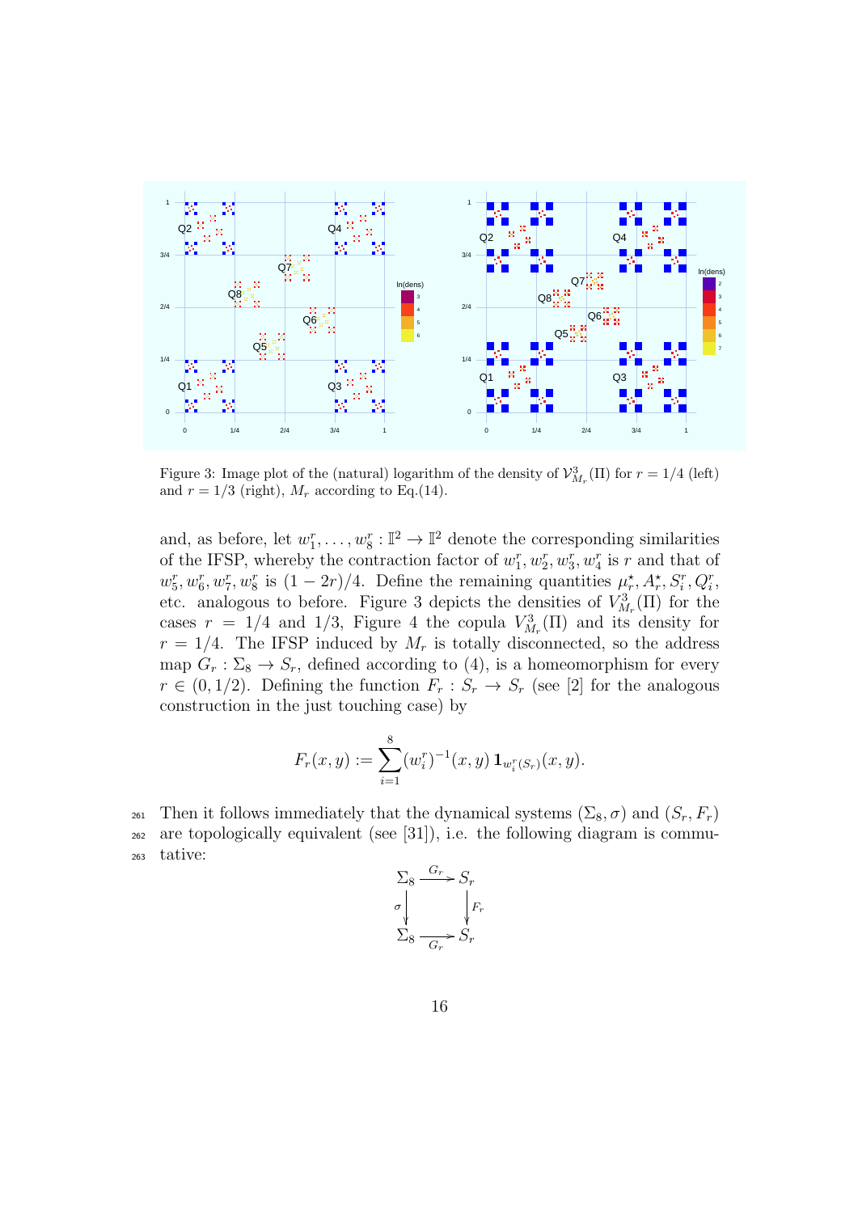Figure 3: Image plot of the (natural) logarithm of the density of $\mathcal{V}^3_{M_r}(\Pi)$ for $r = 1/4$ (left) and $r = 1/3$ (right), $M_r$ according to Eq.(14).

and, as before, let $w_1^r, \ldots, w_8^r : \mathbb{I}^2 \to \mathbb{I}^2$ denote the corresponding similarities of the IFSP, whereby the contraction factor of $w_1^r, w_2^r, w_3^r, w_4^r$ is $r$ and that of $w_5^r, w_6^r, w_7^r, w_8^r$ is $(1-2r)/4$. Define the remaining quantities $\mu_r^\star, A_r^\star, S_i^r, Q_i^r$, etc. analogous to before. Figure 3 depicts the densities of $V^3_{M_r}(\Pi)$ for the cases $r = 1/4$ and $1/3$, Figure 4 the copula $V^3_{M_r}(\Pi)$ and its density for $r = 1/4$. The IFSP induced by $M_r$ is totally disconnected, so the address map $G_r : \Sigma_8 \to S_r$, defined according to (4), is a homeomorphism for every $r \in (0, 1/2)$. Defining the function $F_r : S_r \to S_r$ (see [2] for the analogous construction in the just touching case) by

$$F_r(x,y) := \sum_{i=1}^{8} (w_i^r)^{-1}(x,y)\, \mathbf{1}_{w_i^r(S_r)}(x,y).$$

Then it follows immediately that the dynamical systems $(\Sigma_8, \sigma)$ and $(S_r, F_r)$ are topologically equivalent (see [31]), i.e. the following diagram is commutative:

$$\begin{array}{ccc} \Sigma_8 & \xrightarrow{G_r} & S_r \\ \sigma \downarrow & & \downarrow F_r \\ \Sigma_8 & \xrightarrow[G_r]{} & S_r \end{array}$$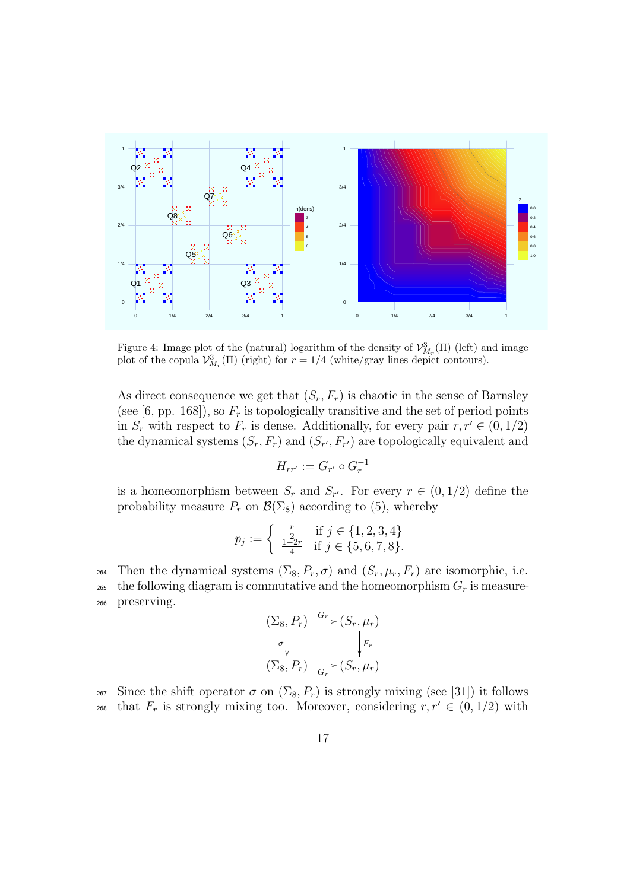Figure 4: Image plot of the (natural) logarithm of the density of $\mathcal{V}^3_{M_r}(\Pi)$ (left) and image plot of the copula $\mathcal{V}^3_{M_r}(\Pi)$ (right) for $r = 1/4$ (white/gray lines depict contours).

As direct consequence we get that $(S_r, F_r)$ is chaotic in the sense of Barnsley (see [6, pp. 168]), so $F_r$ is topologically transitive and the set of period points in $S_r$ with respect to $F_r$ is dense. Additionally, for every pair $r, r' \in (0, 1/2)$ the dynamical systems $(S_r, F_r)$ and $(S_{r'}, F_{r'})$ are topologically equivalent and

$$H_{rr'} := G_{r'} \circ G_r^{-1}$$

is a homeomorphism between $S_r$ and $S_{r'}$. For every $r \in (0, 1/2)$ define the probability measure $P_r$ on $\mathcal{B}(\Sigma_8)$ according to (5), whereby

$$p_j := \begin{cases} \frac{r}{2} & \text{if } j \in \{1, 2, 3, 4\} \\ \frac{1-2r}{4} & \text{if } j \in \{5, 6, 7, 8\}. \end{cases}$$

Then the dynamical systems $(\Sigma_8, P_r, \sigma)$ and $(S_r, \mu_r, F_r)$ are isomorphic, i.e. the following diagram is commutative and the homeomorphism $G_r$ is measure-preserving.

$$\begin{array}{ccc} (\Sigma_8, P_r) & \xrightarrow{G_r} & (S_r, \mu_r) \\ \sigma \downarrow & & \downarrow F_r \\ (\Sigma_8, P_r) & \xrightarrow[G_r]{} & (S_r, \mu_r) \end{array}$$

Since the shift operator $\sigma$ on $(\Sigma_8, P_r)$ is strongly mixing (see [31]) it follows that $F_r$ is strongly mixing too. Moreover, considering $r, r' \in (0, 1/2)$ with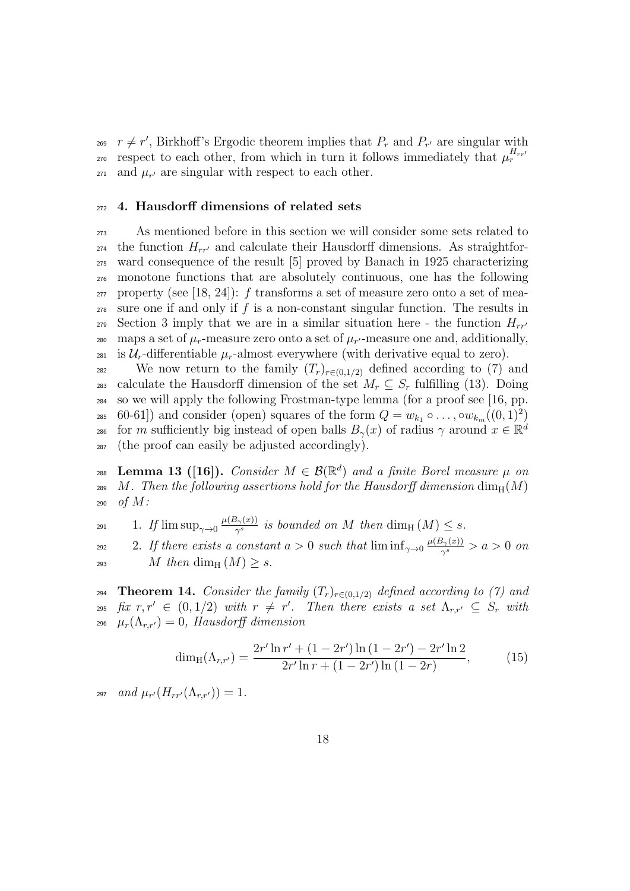$r \neq r'$, Birkhoff's Ergodic theorem implies that $P_r$ and $P_{r'}$ are singular with respect to each other, from which in turn it follows immediately that $\mu_r^{H_{rr'}}$ and $\mu_{r'}$ are singular with respect to each other.

## 4. Hausdorff dimensions of related sets

As mentioned before in this section we will consider some sets related to the function $H_{rr'}$ and calculate their Hausdorff dimensions. As straightforward consequence of the result [5] proved by Banach in 1925 characterizing monotone functions that are absolutely continuous, one has the following property (see [18, 24]): $f$ transforms a set of measure zero onto a set of measure one if and only if $f$ is a non-constant singular function. The results in Section 3 imply that we are in a similar situation here - the function $H_{rr'}$ maps a set of $\mu_r$-measure zero onto a set of $\mu_{r'}$-measure one and, additionally, is $\mathcal{U}_r$-differentiable $\mu_r$-almost everywhere (with derivative equal to zero).

We now return to the family $(T_r)_{r\in(0,1/2)}$ defined according to (7) and calculate the Hausdorff dimension of the set $M_r \subseteq S_r$ fulfilling (13). Doing so we will apply the following Frostman-type lemma (for a proof see [16, pp. 60-61]) and consider (open) squares of the form $Q = w_{k_1} \circ \ldots, \circ w_{k_m}((0,1)^2)$ for $m$ sufficiently big instead of open balls $B_\gamma(x)$ of radius $\gamma$ around $x \in \mathbb{R}^d$ (the proof can easily be adjusted accordingly).

**Lemma 13 ([16]).** *Consider $M \in \mathcal{B}(\mathbb{R}^d)$ and a finite Borel measure $\mu$ on $M$. Then the following assertions hold for the Hausdorff dimension $\dim_{\mathrm{H}}(M)$ of $M$:*

1. *If $\limsup_{\gamma\to 0} \frac{\mu(B_\gamma(x))}{\gamma^s}$ is bounded on $M$ then $\dim_{\mathrm{H}}(M) \leq s$.*
2. *If there exists a constant $a > 0$ such that $\liminf_{\gamma\to 0} \frac{\mu(B_\gamma(x))}{\gamma^s} > a > 0$ on $M$ then $\dim_{\mathrm{H}}(M) \geq s$.*

**Theorem 14.** *Consider the family $(T_r)_{r\in(0,1/2)}$ defined according to (7) and fix $r, r' \in (0, 1/2)$ with $r \neq r'$. Then there exists a set $\Lambda_{r,r'} \subseteq S_r$ with $\mu_r(\Lambda_{r,r'}) = 0$, Hausdorff dimension*

$$\dim_{\mathrm{H}}(\Lambda_{r,r'}) = \frac{2r' \ln r' + (1-2r') \ln(1-2r') - 2r' \ln 2}{2r' \ln r + (1-2r') \ln(1-2r)}, \tag{15}$$

*and $\mu_{r'}(H_{rr'}(\Lambda_{r,r'})) = 1$.*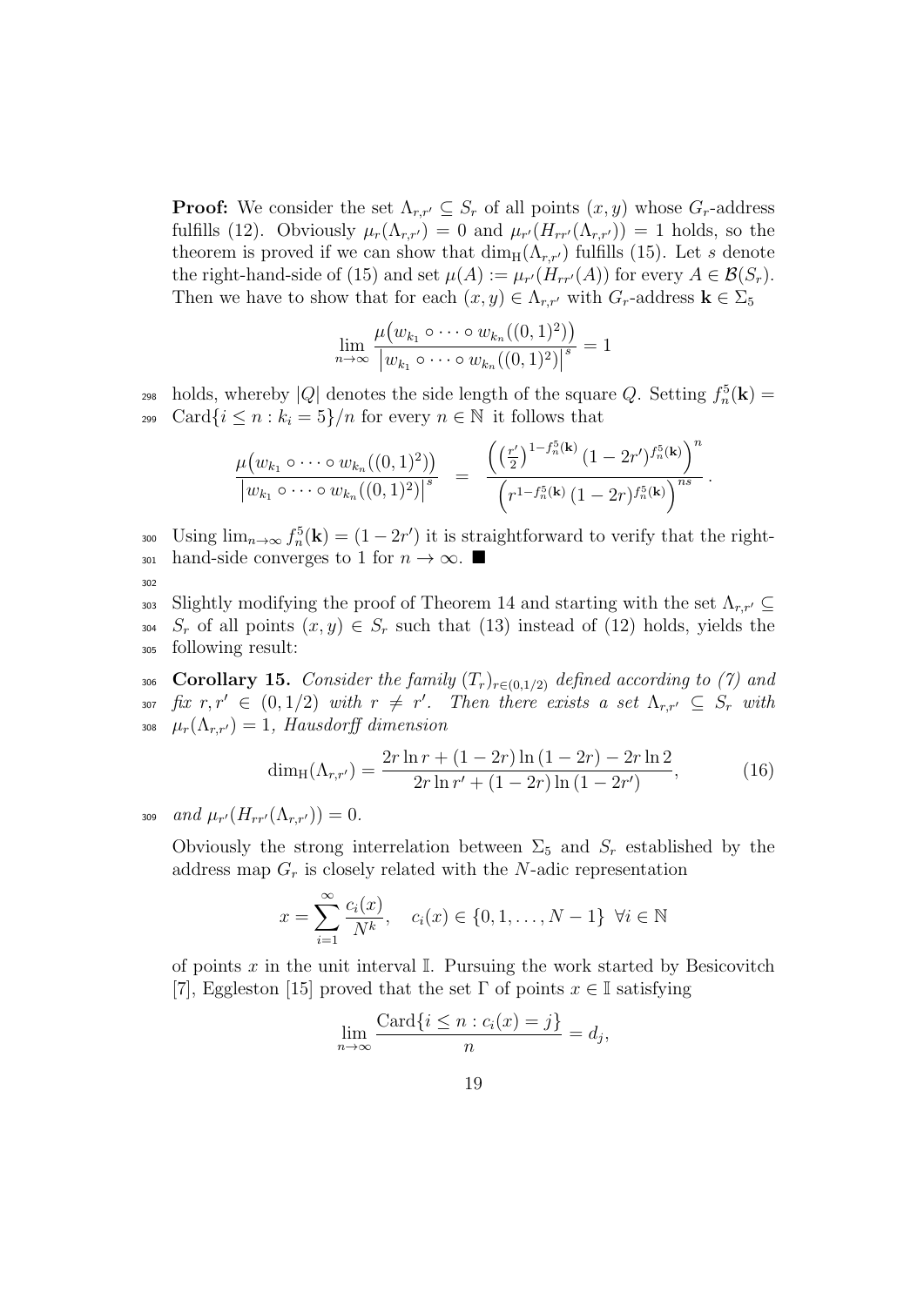**Proof:** We consider the set $\Lambda_{r,r'} \subseteq S_r$ of all points $(x,y)$ whose $G_r$-address fulfills (12). Obviously $\mu_r(\Lambda_{r,r'}) = 0$ and $\mu_{r'}(H_{rr'}(\Lambda_{r,r'})) = 1$ holds, so the theorem is proved if we can show that $\dim_{\mathrm{H}}(\Lambda_{r,r'})$ fulfills (15). Let $s$ denote the right-hand-side of (15) and set $\mu(A) := \mu_{r'}(H_{rr'}(A))$ for every $A \in \mathcal{B}(S_r)$. Then we have to show that for each $(x,y) \in \Lambda_{r,r'}$ with $G_r$-address $\mathbf{k} \in \Sigma_5$

$$\lim_{n\to\infty} \frac{\mu\big(w_{k_1} \circ \cdots \circ w_{k_n}((0,1)^2)\big)}{\big|w_{k_1} \circ \cdots \circ w_{k_n}((0,1)^2)\big|^s} = 1$$

holds, whereby $|Q|$ denotes the side length of the square $Q$. Setting $f_n^5(\mathbf{k}) = \mathrm{Card}\{i \leq n : k_i = 5\}/n$ for every $n \in \mathbb{N}$ it follows that

$$\frac{\mu\big(w_{k_1} \circ \cdots \circ w_{k_n}((0,1)^2)\big)}{\big|w_{k_1} \circ \cdots \circ w_{k_n}((0,1)^2)\big|^s} = \frac{\Big(\big(\frac{r'}{2}\big)^{1-f_n^5(\mathbf{k})}\,(1-2r')^{f_n^5(\mathbf{k})}\Big)^n}{\Big(r^{1-f_n^5(\mathbf{k})}\,(1-2r)^{f_n^5(\mathbf{k})}\Big)^{ns}}.$$

Using $\lim_{n\to\infty} f_n^5(\mathbf{k}) = (1-2r')$ it is straightforward to verify that the right-hand-side converges to 1 for $n \to \infty$. ■

Slightly modifying the proof of Theorem 14 and starting with the set $\Lambda_{r,r'} \subseteq S_r$ of all points $(x,y) \in S_r$ such that (13) instead of (12) holds, yields the following result:

**Corollary 15.** *Consider the family $(T_r)_{r\in(0,1/2)}$ defined according to (7) and fix $r, r' \in (0,1/2)$ with $r \neq r'$. Then there exists a set $\Lambda_{r,r'} \subseteq S_r$ with $\mu_r(\Lambda_{r,r'}) = 1$, Hausdorff dimension*

$$\dim_{\mathrm{H}}(\Lambda_{r,r'}) = \frac{2r\ln r + (1-2r)\ln(1-2r) - 2r\ln 2}{2r\ln r' + (1-2r)\ln(1-2r')}, \tag{16}$$

*and $\mu_{r'}(H_{rr'}(\Lambda_{r,r'})) = 0$.*

Obviously the strong interrelation between $\Sigma_5$ and $S_r$ established by the address map $G_r$ is closely related with the $N$-adic representation

$$x = \sum_{i=1}^{\infty} \frac{c_i(x)}{N^k}, \quad c_i(x) \in \{0,1,\ldots,N-1\} \ \forall i \in \mathbb{N}$$

of points $x$ in the unit interval $\mathbb{I}$. Pursuing the work started by Besicovitch [7], Eggleston [15] proved that the set $\Gamma$ of points $x \in \mathbb{I}$ satisfying

$$\lim_{n\to\infty} \frac{\mathrm{Card}\{i \leq n : c_i(x) = j\}}{n} = d_j,$$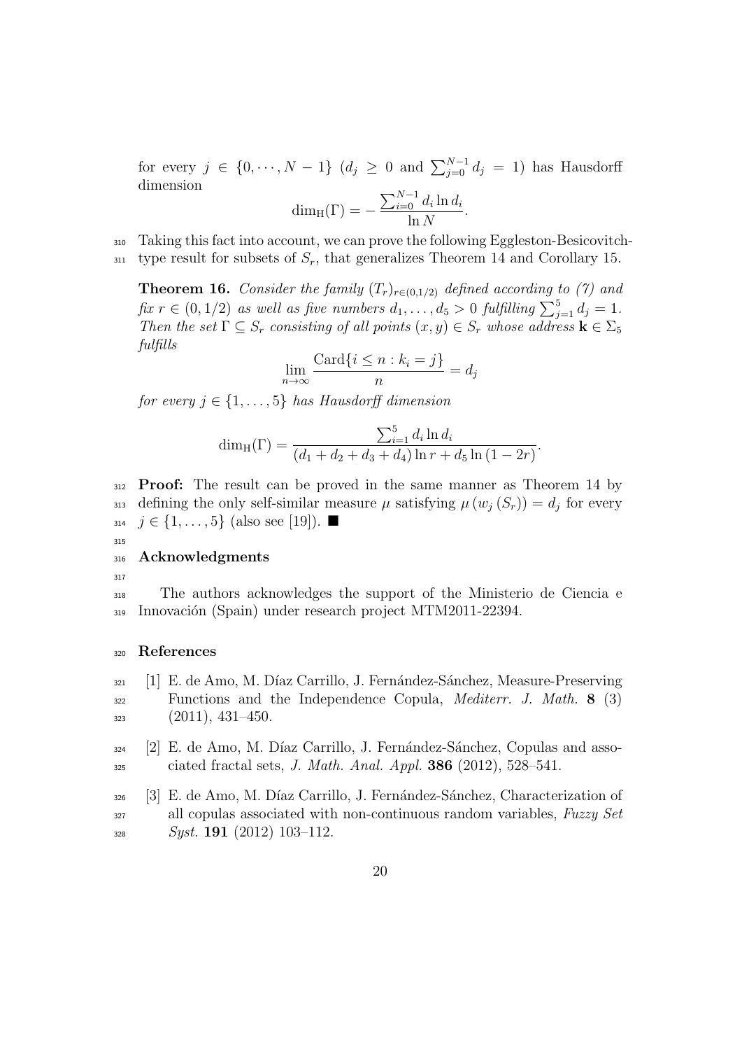for every $j \in \{0, \cdots, N-1\}$ ($d_j \geq 0$ and $\sum_{j=0}^{N-1} d_j = 1$) has Hausdorff dimension

$$\dim_{\mathrm{H}}(\Gamma) = -\frac{\sum_{i=0}^{N-1} d_i \ln d_i}{\ln N}.$$

Taking this fact into account, we can prove the following Eggleston-Besicovitch-type result for subsets of $S_r$, that generalizes Theorem 14 and Corollary 15.

**Theorem 16.** *Consider the family $(T_r)_{r \in (0,1/2)}$ defined according to (7) and fix $r \in (0, 1/2)$ as well as five numbers $d_1, \ldots, d_5 > 0$ fulfilling $\sum_{j=1}^{5} d_j = 1$. Then the set $\Gamma \subseteq S_r$ consisting of all points $(x, y) \in S_r$ whose address $\mathbf{k} \in \Sigma_5$ fulfills*

$$\lim_{n \to \infty} \frac{\mathrm{Card}\{i \leq n : k_i = j\}}{n} = d_j$$

*for every $j \in \{1, \ldots, 5\}$ has Hausdorff dimension*

$$\dim_{\mathrm{H}}(\Gamma) = \frac{\sum_{i=1}^{5} d_i \ln d_i}{(d_1 + d_2 + d_3 + d_4) \ln r + d_5 \ln (1 - 2r)}.$$

**Proof:** The result can be proved in the same manner as Theorem 14 by defining the only self-similar measure $\mu$ satisfying $\mu(w_j(S_r)) = d_j$ for every $j \in \{1, \ldots, 5\}$ (also see [19]). ■

## Acknowledgments

The authors acknowledges the support of the Ministerio de Ciencia e Innovación (Spain) under research project MTM2011-22394.

## References

[1] E. de Amo, M. Díaz Carrillo, J. Fernández-Sánchez, Measure-Preserving Functions and the Independence Copula, *Mediterr. J. Math.* **8** (3) (2011), 431–450.

[2] E. de Amo, M. Díaz Carrillo, J. Fernández-Sánchez, Copulas and associated fractal sets, *J. Math. Anal. Appl.* **386** (2012), 528–541.

[3] E. de Amo, M. Díaz Carrillo, J. Fernández-Sánchez, Characterization of all copulas associated with non-continuous random variables, *Fuzzy Set Syst.* **191** (2012) 103–112.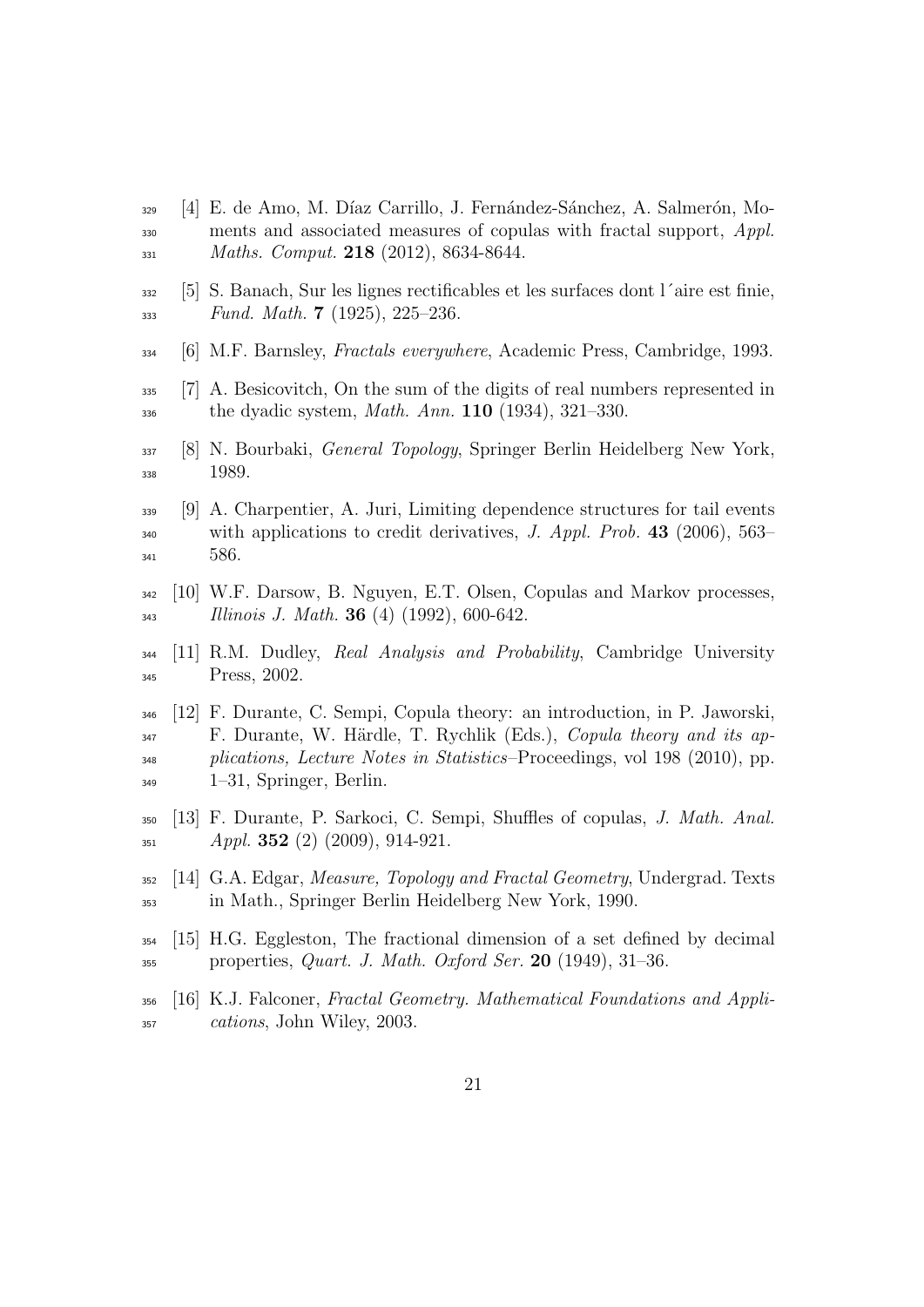[4] E. de Amo, M. Díaz Carrillo, J. Fernández-Sánchez, A. Salmerón, Moments and associated measures of copulas with fractal support, *Appl. Maths. Comput.* **218** (2012), 8634-8644.

[5] S. Banach, Sur les lignes rectificables et les surfaces dont l´aire est finie, *Fund. Math.* **7** (1925), 225–236.

[6] M.F. Barnsley, *Fractals everywhere*, Academic Press, Cambridge, 1993.

[7] A. Besicovitch, On the sum of the digits of real numbers represented in the dyadic system, *Math. Ann.* **110** (1934), 321–330.

[8] N. Bourbaki, *General Topology*, Springer Berlin Heidelberg New York, 1989.

[9] A. Charpentier, A. Juri, Limiting dependence structures for tail events with applications to credit derivatives, *J. Appl. Prob.* **43** (2006), 563–586.

[10] W.F. Darsow, B. Nguyen, E.T. Olsen, Copulas and Markov processes, *Illinois J. Math.* **36** (4) (1992), 600-642.

[11] R.M. Dudley, *Real Analysis and Probability*, Cambridge University Press, 2002.

[12] F. Durante, C. Sempi, Copula theory: an introduction, in P. Jaworski, F. Durante, W. Härdle, T. Rychlik (Eds.), *Copula theory and its applications, Lecture Notes in Statistics*–Proceedings, vol 198 (2010), pp. 1–31, Springer, Berlin.

[13] F. Durante, P. Sarkoci, C. Sempi, Shuffles of copulas, *J. Math. Anal. Appl.* **352** (2) (2009), 914-921.

[14] G.A. Edgar, *Measure, Topology and Fractal Geometry*, Undergrad. Texts in Math., Springer Berlin Heidelberg New York, 1990.

[15] H.G. Eggleston, The fractional dimension of a set defined by decimal properties, *Quart. J. Math. Oxford Ser.* **20** (1949), 31–36.

[16] K.J. Falconer, *Fractal Geometry. Mathematical Foundations and Applications*, John Wiley, 2003.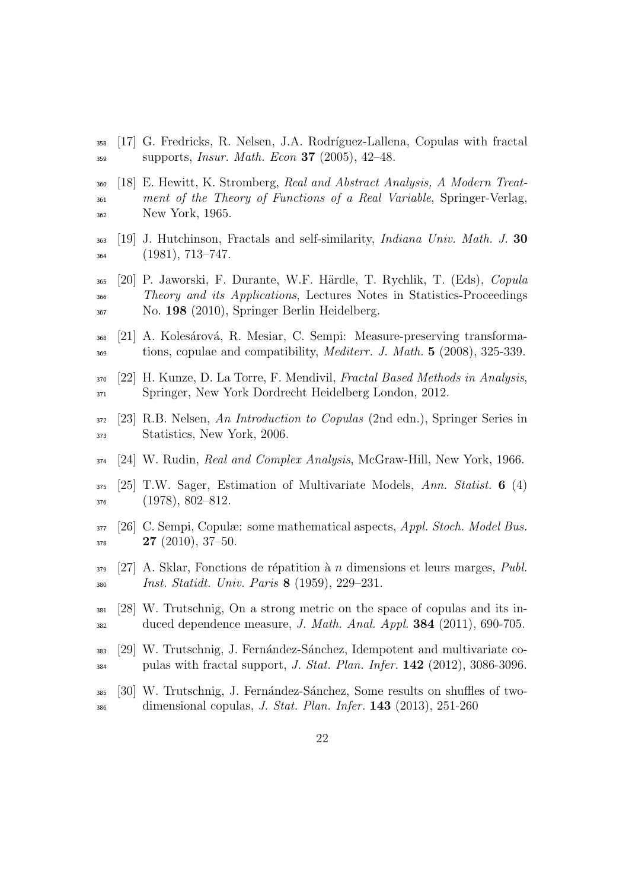[17] G. Fredricks, R. Nelsen, J.A. Rodríguez-Lallena, Copulas with fractal supports, *Insur. Math. Econ* **37** (2005), 42–48.

[18] E. Hewitt, K. Stromberg, *Real and Abstract Analysis, A Modern Treatment of the Theory of Functions of a Real Variable*, Springer-Verlag, New York, 1965.

[19] J. Hutchinson, Fractals and self-similarity, *Indiana Univ. Math. J.* **30** (1981), 713–747.

[20] P. Jaworski, F. Durante, W.F. Härdle, T. Rychlik, T. (Eds), *Copula Theory and its Applications*, Lectures Notes in Statistics-Proceedings No. **198** (2010), Springer Berlin Heidelberg.

[21] A. Kolesárová, R. Mesiar, C. Sempi: Measure-preserving transformations, copulae and compatibility, *Mediterr. J. Math.* **5** (2008), 325-339.

[22] H. Kunze, D. La Torre, F. Mendivil, *Fractal Based Methods in Analysis*, Springer, New York Dordrecht Heidelberg London, 2012.

[23] R.B. Nelsen, *An Introduction to Copulas* (2nd edn.), Springer Series in Statistics, New York, 2006.

[24] W. Rudin, *Real and Complex Analysis*, McGraw-Hill, New York, 1966.

[25] T.W. Sager, Estimation of Multivariate Models, *Ann. Statist.* **6** (4) (1978), 802–812.

[26] C. Sempi, Copulæ: some mathematical aspects, *Appl. Stoch. Model Bus.* **27** (2010), 37–50.

[27] A. Sklar, Fonctions de répatition à $n$ dimensions et leurs marges, *Publ. Inst. Statidt. Univ. Paris* **8** (1959), 229–231.

[28] W. Trutschnig, On a strong metric on the space of copulas and its induced dependence measure, *J. Math. Anal. Appl.* **384** (2011), 690-705.

[29] W. Trutschnig, J. Fernández-Sánchez, Idempotent and multivariate copulas with fractal support, *J. Stat. Plan. Infer.* **142** (2012), 3086-3096.

[30] W. Trutschnig, J. Fernández-Sánchez, Some results on shuffles of two-dimensional copulas, *J. Stat. Plan. Infer.* **143** (2013), 251-260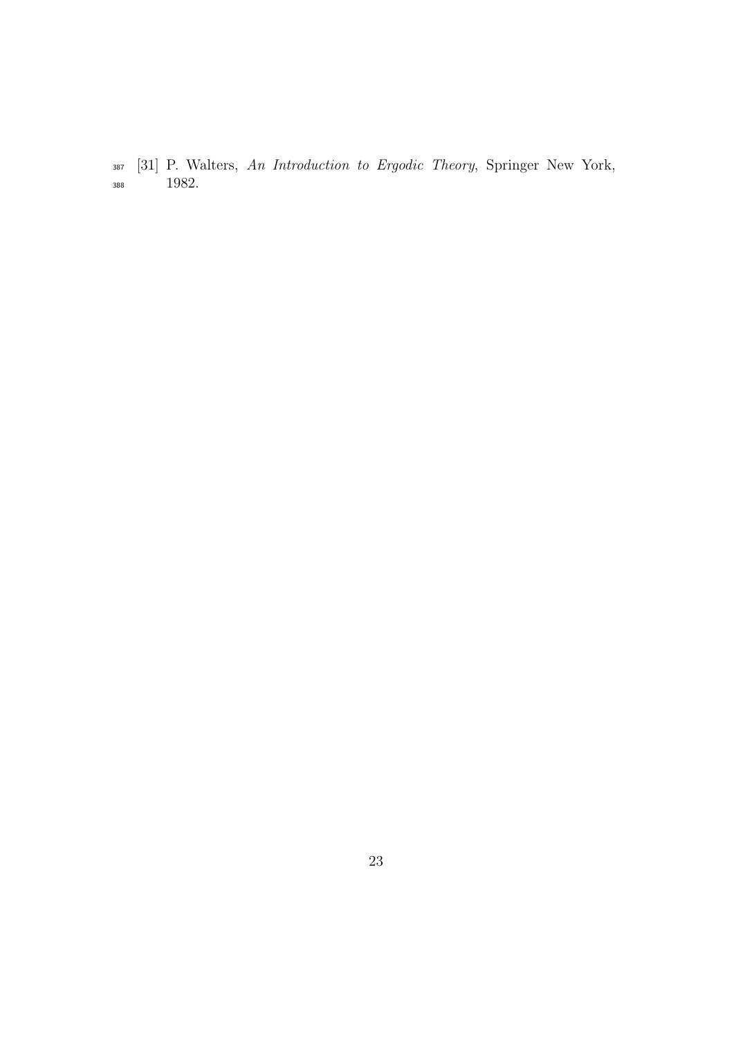[31] P. Walters, *An Introduction to Ergodic Theory*, Springer New York, 1982.